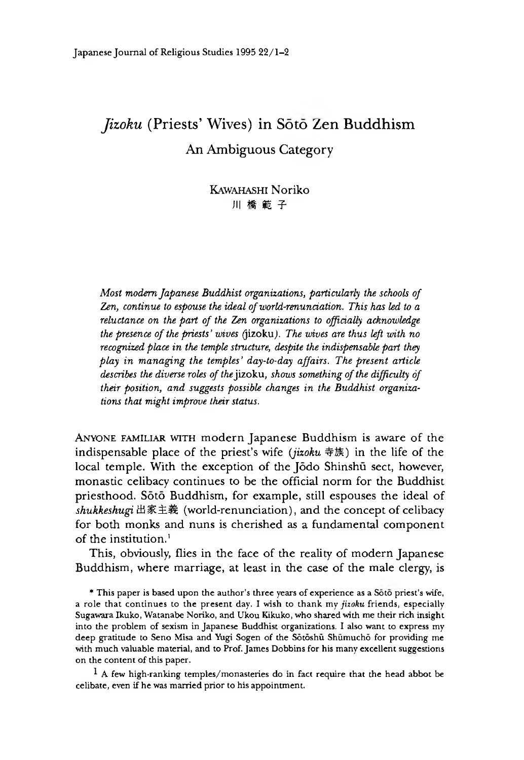# *Jizoku* (Priests' Wives) in Sōtō Zen Buddhism

## An Ambiguous Category

KAWAHASHI Noriko
川橋範子

*Most modern Japanese Buddhist organizations, particularly the schools of Zen, continue to espouse the ideal of world-renunciation. This has led to a reluctance on the part of the Zen organizations to officially acknowledge the presence of the priests' wives* (jizoku)*. The wives are thus left with no recognized place in the temple structure, despite the indispensable part they play in managing the temples' day-to-day affairs. The present article describes the diverse roles of the* jizoku*, shows something of the difficulty of their position, and suggests possible changes in the Buddhist organizations that might improve their status.*

ANYONE FAMILIAR WITH modern Japanese Buddhism is aware of the indispensable place of the priest's wife (*jizoku* 寺族) in the life of the local temple. With the exception of the Jōdo Shinshū sect, however, monastic celibacy continues to be the official norm for the Buddhist priesthood. Sōtō Buddhism, for example, still espouses the ideal of *shukkeshugi* 出家主義 (world-renunciation), and the concept of celibacy for both monks and nuns is cherished as a fundamental component of the institution.[1]

This, obviously, flies in the face of the reality of modern Japanese Buddhism, where marriage, at least in the case of the male clergy, is

\* This paper is based upon the author's three years of experience as a Sōtō priest's wife, a role that continues to the present day. I wish to thank my *jizoku* friends, especially Sugawara Ikuko, Watanabe Noriko, and Ukou Kikuko, who shared with me their rich insight into the problem of sexism in Japanese Buddhist organizations. I also want to express my deep gratitude to Seno Misa and Yugi Sogen of the Sōtōshū Shūmuchō for providing me with much valuable material, and to Prof. James Dobbins for his many excellent suggestions on the content of this paper.

[1] A few high-ranking temples/monasteries do in fact require that the head abbot be celibate, even if he was married prior to his appointment.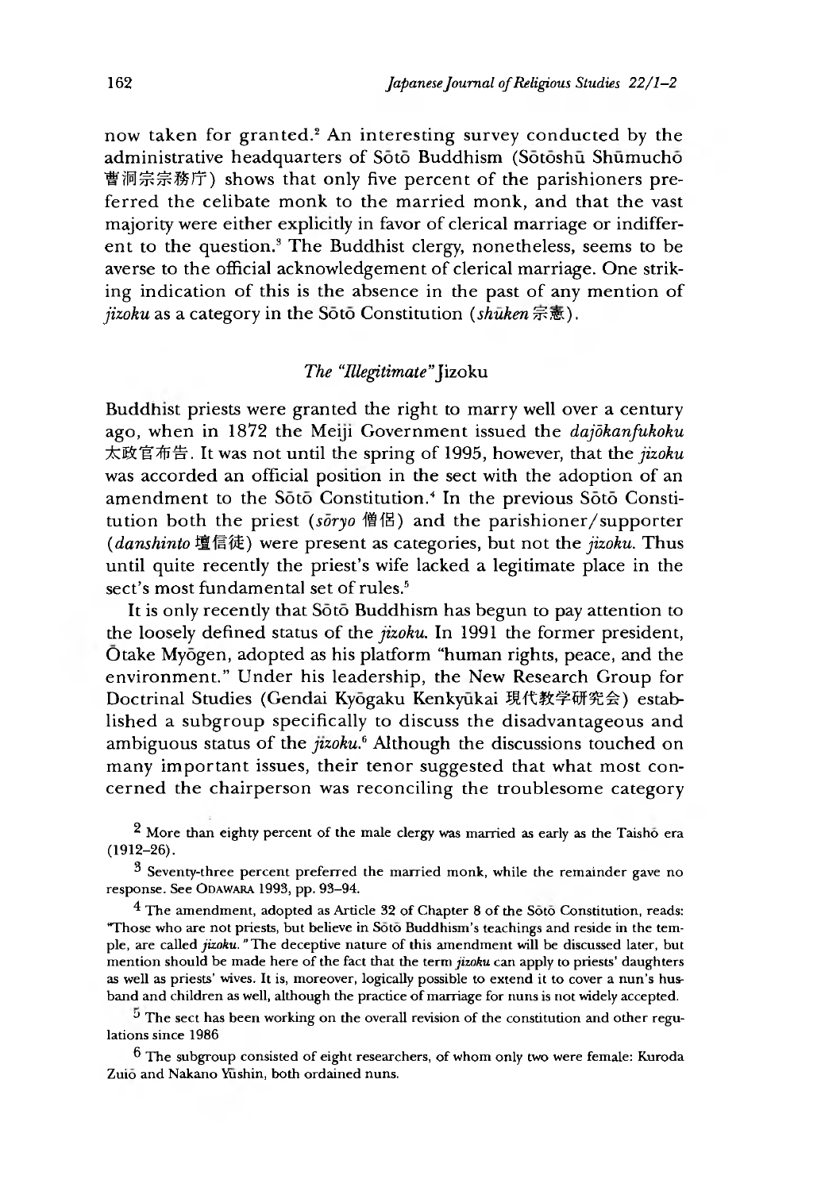now taken for granted.[2] An interesting survey conducted by the administrative headquarters of Sōtō Buddhism (Sōtōshū Shūmuchō 曹洞宗宗務庁) shows that only five percent of the parishioners preferred the celibate monk to the married monk, and that the vast majority were either explicitly in favor of clerical marriage or indifferent to the question.[3] The Buddhist clergy, nonetheless, seems to be averse to the official acknowledgement of clerical marriage. One striking indication of this is the absence in the past of any mention of *jizoku* as a category in the Sōtō Constitution (*shūken* 宗憲).

### *The "Illegitimate"* Jizoku

Buddhist priests were granted the right to marry well over a century ago, when in 1872 the Meiji Government issued the *dajōkanfukoku* 太政官布告. It was not until the spring of 1995, however, that the *jizoku* was accorded an official position in the sect with the adoption of an amendment to the Sōtō Constitution.[4] In the previous Sōtō Constitution both the priest (*sōryo* 僧侶) and the parishioner/supporter (*danshinto* 壇信徒) were present as categories, but not the *jizoku*. Thus until quite recently the priest's wife lacked a legitimate place in the sect's most fundamental set of rules.[5]

It is only recently that Sōtō Buddhism has begun to pay attention to the loosely defined status of the *jizoku*. In 1991 the former president, Ōtake Myōgen, adopted as his platform "human rights, peace, and the environment." Under his leadership, the New Research Group for Doctrinal Studies (Gendai Kyōgaku Kenkyūkai 現代教学研究会) established a subgroup specifically to discuss the disadvantageous and ambiguous status of the *jizoku*.[6] Although the discussions touched on many important issues, their tenor suggested that what most concerned the chairperson was reconciling the troublesome category

---

[2] More than eighty percent of the male clergy was married as early as the Taishō era (1912–26).

[3] Seventy-three percent preferred the married monk, while the remainder gave no response. See Odawara 1993, pp. 93–94.

[4] The amendment, adopted as Article 32 of Chapter 8 of the Sōtō Constitution, reads: "Those who are not priests, but believe in Sōtō Buddhism's teachings and reside in the temple, are called *jizoku*." The deceptive nature of this amendment will be discussed later, but mention should be made here of the fact that the term *jizoku* can apply to priests' daughters as well as priests' wives. It is, moreover, logically possible to extend it to cover a nun's husband and children as well, although the practice of marriage for nuns is not widely accepted.

[5] The sect has been working on the overall revision of the constitution and other regulations since 1986

[6] The subgroup consisted of eight researchers, of whom only two were female: Kuroda Zuiō and Nakano Yūshin, both ordained nuns.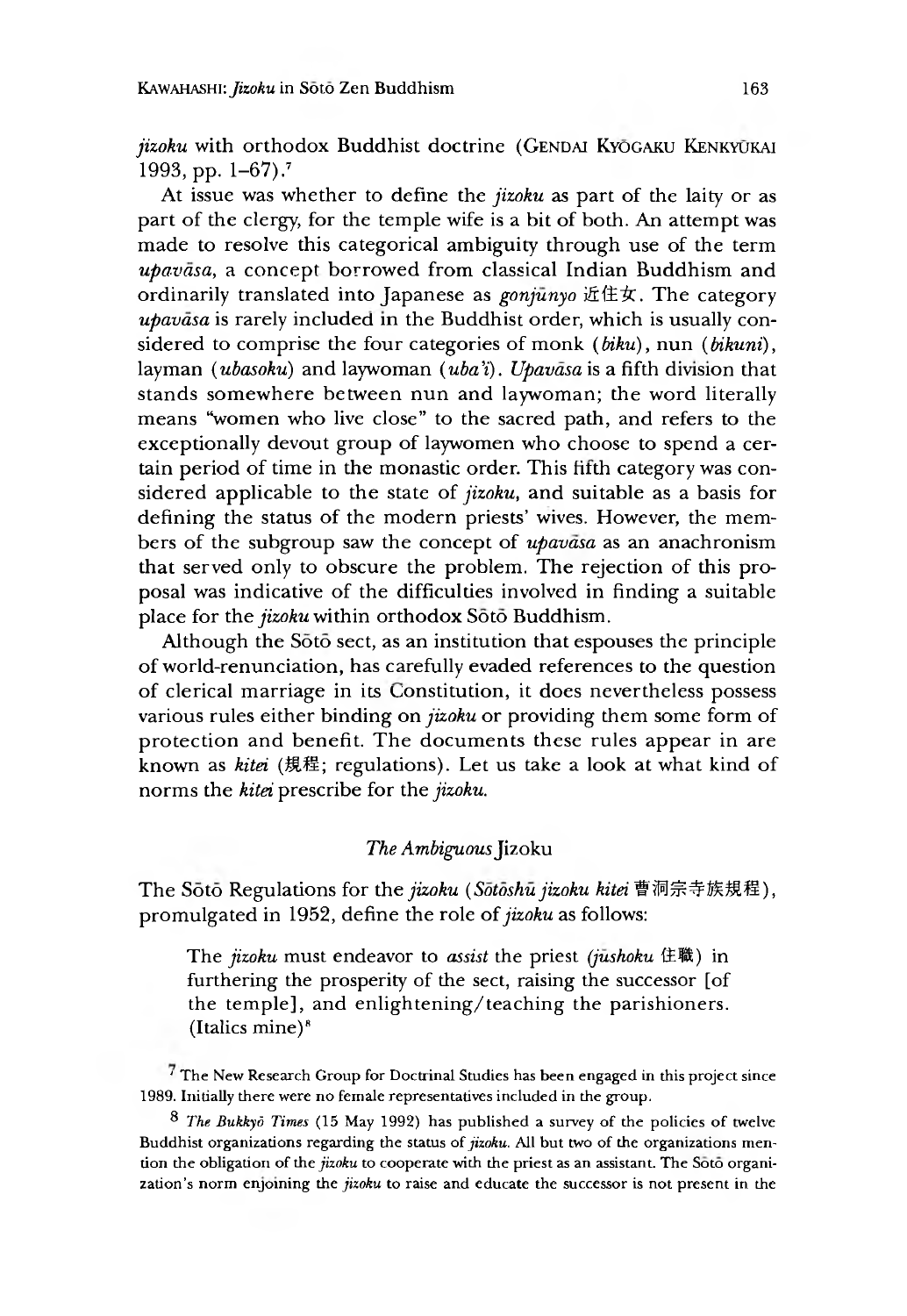*jizoku* with orthodox Buddhist doctrine (Gendai Kyōgaku Kenkyūkai 1993, pp. 1–67).[7]

At issue was whether to define the *jizoku* as part of the laity or as part of the clergy, for the temple wife is a bit of both. An attempt was made to resolve this categorical ambiguity through use of the term *upavāsa*, a concept borrowed from classical Indian Buddhism and ordinarily translated into Japanese as *gonjūnyo* 近住女. The category *upavāsa* is rarely included in the Buddhist order, which is usually considered to comprise the four categories of monk (*biku*), nun (*bikuni*), layman (*ubasoku*) and laywoman (*uba'i*). *Upavāsa* is a fifth division that stands somewhere between nun and laywoman; the word literally means "women who live close" to the sacred path, and refers to the exceptionally devout group of laywomen who choose to spend a certain period of time in the monastic order. This fifth category was considered applicable to the state of *jizoku*, and suitable as a basis for defining the status of the modern priests' wives. However, the members of the subgroup saw the concept of *upavāsa* as an anachronism that served only to obscure the problem. The rejection of this proposal was indicative of the difficulties involved in finding a suitable place for the *jizoku* within orthodox Sōtō Buddhism.

Although the Sōtō sect, as an institution that espouses the principle of world-renunciation, has carefully evaded references to the question of clerical marriage in its Constitution, it does nevertheless possess various rules either binding on *jizoku* or providing them some form of protection and benefit. The documents these rules appear in are known as *kitei* (規程; regulations). Let us take a look at what kind of norms the *kitei* prescribe for the *jizoku*.

### *The Ambiguous* Jizoku

The Sōtō Regulations for the *jizoku* (*Sōtōshū jizoku kitei* 曹洞宗寺族規程), promulgated in 1952, define the role of *jizoku* as follows:

> The *jizoku* must endeavor to *assist* the priest (*jūshoku* 住職) in furthering the prosperity of the sect, raising the successor [of the temple], and enlightening/teaching the parishioners. (Italics mine)[8]

[7] The New Research Group for Doctrinal Studies has been engaged in this project since 1989. Initially there were no female representatives included in the group.

[8] *The Bukkyō Times* (15 May 1992) has published a survey of the policies of twelve Buddhist organizations regarding the status of *jizoku*. All but two of the organizations mention the obligation of the *jizoku* to cooperate with the priest as an assistant. The Sōtō organization's norm enjoining the *jizoku* to raise and educate the successor is not present in the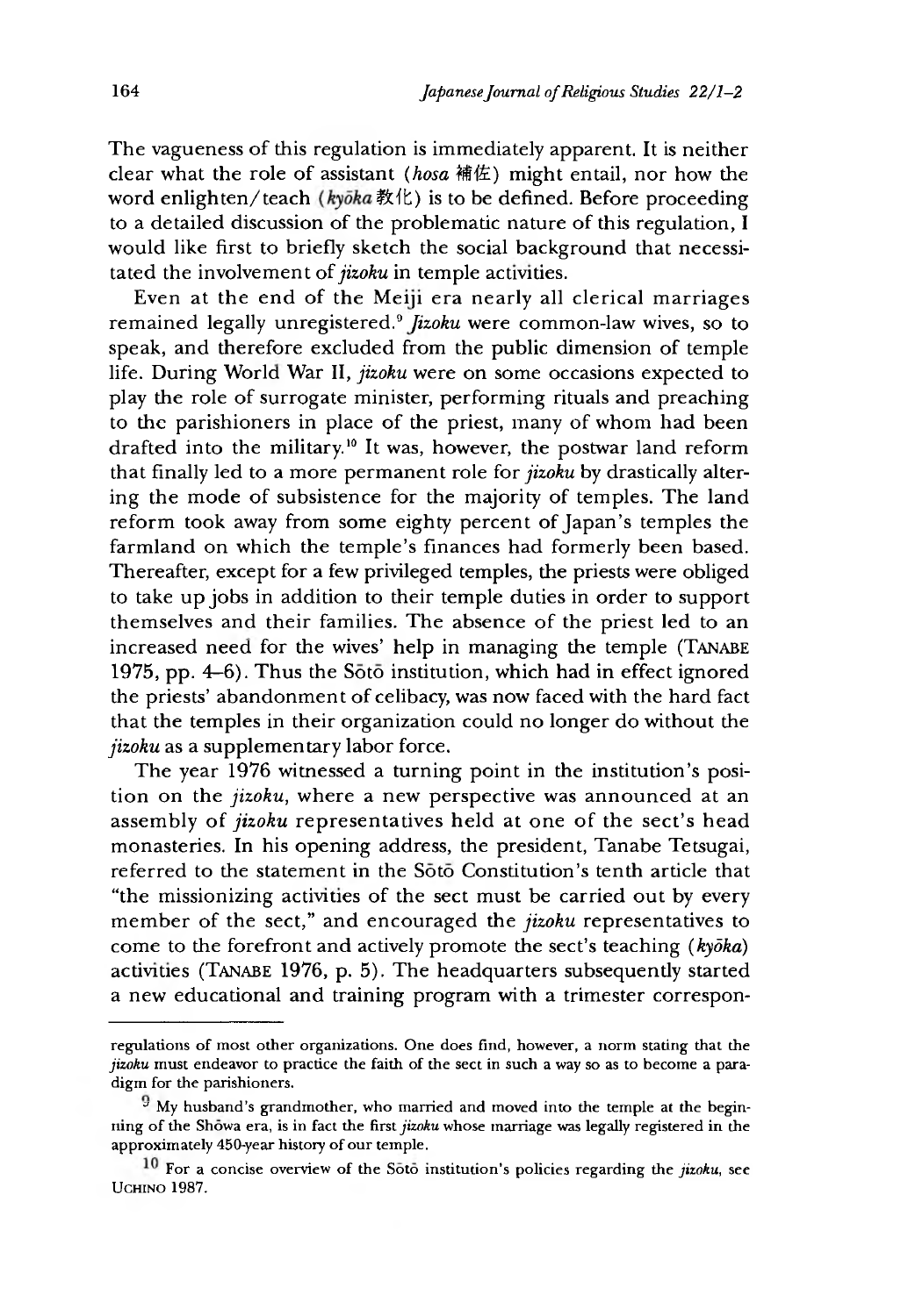The vagueness of this regulation is immediately apparent. It is neither clear what the role of assistant (*hosa* 補佐) might entail, nor how the word enlighten/teach (*kyōka* 教化) is to be defined. Before proceeding to a detailed discussion of the problematic nature of this regulation, I would like first to briefly sketch the social background that necessitated the involvement of *jizoku* in temple activities.

Even at the end of the Meiji era nearly all clerical marriages remained legally unregistered.[9] *Jizoku* were common-law wives, so to speak, and therefore excluded from the public dimension of temple life. During World War II, *jizoku* were on some occasions expected to play the role of surrogate minister, performing rituals and preaching to the parishioners in place of the priest, many of whom had been drafted into the military.[10] It was, however, the postwar land reform that finally led to a more permanent role for *jizoku* by drastically altering the mode of subsistence for the majority of temples. The land reform took away from some eighty percent of Japan's temples the farmland on which the temple's finances had formerly been based. Thereafter, except for a few privileged temples, the priests were obliged to take up jobs in addition to their temple duties in order to support themselves and their families. The absence of the priest led to an increased need for the wives' help in managing the temple (Tanabe 1975, pp. 4–6). Thus the Sōtō institution, which had in effect ignored the priests' abandonment of celibacy, was now faced with the hard fact that the temples in their organization could no longer do without the *jizoku* as a supplementary labor force.

The year 1976 witnessed a turning point in the institution's position on the *jizoku*, where a new perspective was announced at an assembly of *jizoku* representatives held at one of the sect's head monasteries. In his opening address, the president, Tanabe Tetsugai, referred to the statement in the Sōtō Constitution's tenth article that "the missionizing activities of the sect must be carried out by every member of the sect," and encouraged the *jizoku* representatives to come to the forefront and actively promote the sect's teaching (*kyōka*) activities (Tanabe 1976, p. 5). The headquarters subsequently started a new educational and training program with a trimester correspon-

---

regulations of most other organizations. One does find, however, a norm stating that the *jizoku* must endeavor to practice the faith of the sect in such a way so as to become a paradigm for the parishioners.

[9] My husband's grandmother, who married and moved into the temple at the beginning of the Shōwa era, is in fact the first *jizoku* whose marriage was legally registered in the approximately 450-year history of our temple.

[10] For a concise overview of the Sōtō institution's policies regarding the *jizoku*, see Uchino 1987.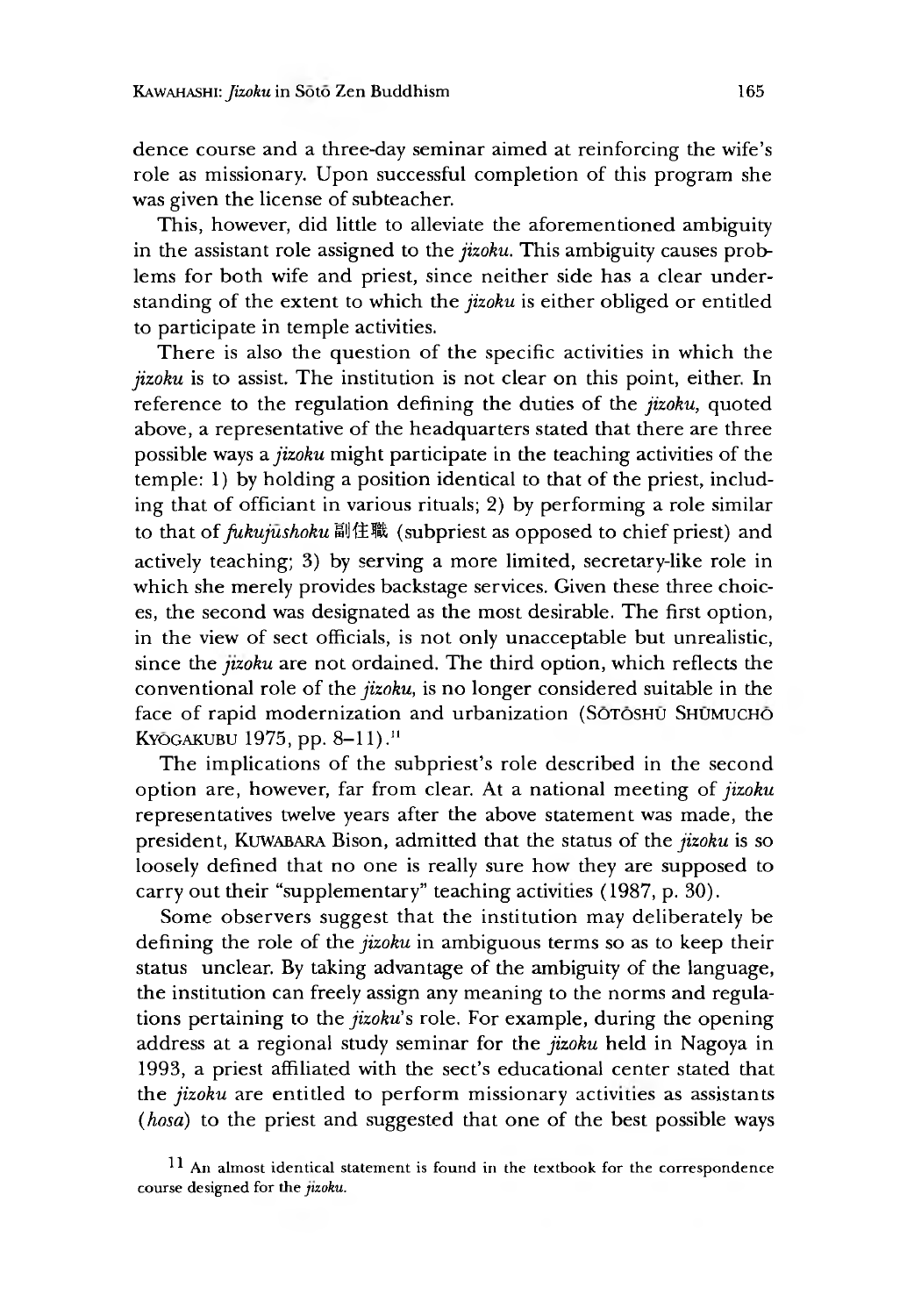dence course and a three-day seminar aimed at reinforcing the wife's role as missionary. Upon successful completion of this program she was given the license of subteacher.

This, however, did little to alleviate the aforementioned ambiguity in the assistant role assigned to the *jizoku*. This ambiguity causes problems for both wife and priest, since neither side has a clear understanding of the extent to which the *jizoku* is either obliged or entitled to participate in temple activities.

There is also the question of the specific activities in which the *jizoku* is to assist. The institution is not clear on this point, either. In reference to the regulation defining the duties of the *jizoku*, quoted above, a representative of the headquarters stated that there are three possible ways a *jizoku* might participate in the teaching activities of the temple: 1) by holding a position identical to that of the priest, including that of officiant in various rituals; 2) by performing a role similar to that of *fukujūshoku* 副住職 (subpriest as opposed to chief priest) and actively teaching; 3) by serving a more limited, secretary-like role in which she merely provides backstage services. Given these three choices, the second was designated as the most desirable. The first option, in the view of sect officials, is not only unacceptable but unrealistic, since the *jizoku* are not ordained. The third option, which reflects the conventional role of the *jizoku*, is no longer considered suitable in the face of rapid modernization and urbanization (SŌTŌSHŪ SHŪMUCHŌ KYŌGAKUBU 1975, pp. 8–11).[11]

The implications of the subpriest's role described in the second option are, however, far from clear. At a national meeting of *jizoku* representatives twelve years after the above statement was made, the president, KUWABARA Bison, admitted that the status of the *jizoku* is so loosely defined that no one is really sure how they are supposed to carry out their "supplementary" teaching activities (1987, p. 30).

Some observers suggest that the institution may deliberately be defining the role of the *jizoku* in ambiguous terms so as to keep their status unclear. By taking advantage of the ambiguity of the language, the institution can freely assign any meaning to the norms and regulations pertaining to the *jizoku*'s role. For example, during the opening address at a regional study seminar for the *jizoku* held in Nagoya in 1993, a priest affiliated with the sect's educational center stated that the *jizoku* are entitled to perform missionary activities as assistants (*hosa*) to the priest and suggested that one of the best possible ways

[11] An almost identical statement is found in the textbook for the correspondence course designed for the *jizoku*.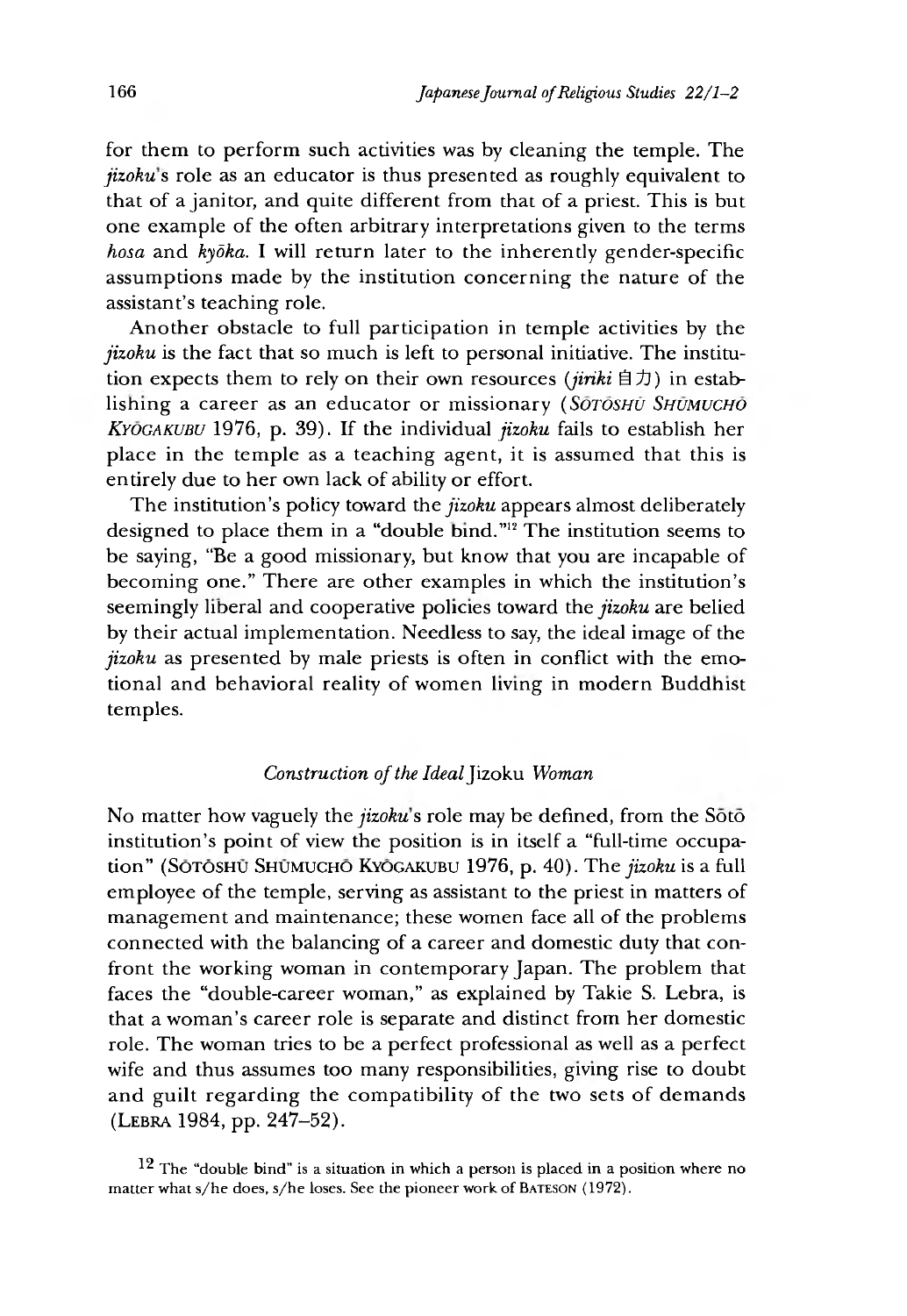for them to perform such activities was by cleaning the temple. The *jizoku*'s role as an educator is thus presented as roughly equivalent to that of a janitor, and quite different from that of a priest. This is but one example of the often arbitrary interpretations given to the terms *hosa* and *kyōka*. I will return later to the inherently gender-specific assumptions made by the institution concerning the nature of the assistant's teaching role.

Another obstacle to full participation in temple activities by the *jizoku* is the fact that so much is left to personal initiative. The institution expects them to rely on their own resources (*jiriki* 自力) in establishing a career as an educator or missionary (Sōtōshū Shūmuchō Kyōgakubu 1976, p. 39). If the individual *jizoku* fails to establish her place in the temple as a teaching agent, it is assumed that this is entirely due to her own lack of ability or effort.

The institution's policy toward the *jizoku* appears almost deliberately designed to place them in a "double bind."[12] The institution seems to be saying, "Be a good missionary, but know that you are incapable of becoming one." There are other examples in which the institution's seemingly liberal and cooperative policies toward the *jizoku* are belied by their actual implementation. Needless to say, the ideal image of the *jizoku* as presented by male priests is often in conflict with the emotional and behavioral reality of women living in modern Buddhist temples.

### *Construction of the Ideal* Jizoku *Woman*

No matter how vaguely the *jizoku*'s role may be defined, from the Sōtō institution's point of view the position is in itself a "full-time occupation" (Sōtōshū Shūmuchō Kyōgakubu 1976, p. 40). The *jizoku* is a full employee of the temple, serving as assistant to the priest in matters of management and maintenance; these women face all of the problems connected with the balancing of a career and domestic duty that confront the working woman in contemporary Japan. The problem that faces the "double-career woman," as explained by Takie S. Lebra, is that a woman's career role is separate and distinct from her domestic role. The woman tries to be a perfect professional as well as a perfect wife and thus assumes too many responsibilities, giving rise to doubt and guilt regarding the compatibility of the two sets of demands (Lebra 1984, pp. 247–52).

[12] The "double bind" is a situation in which a person is placed in a position where no matter what s/he does, s/he loses. See the pioneer work of Bateson (1972).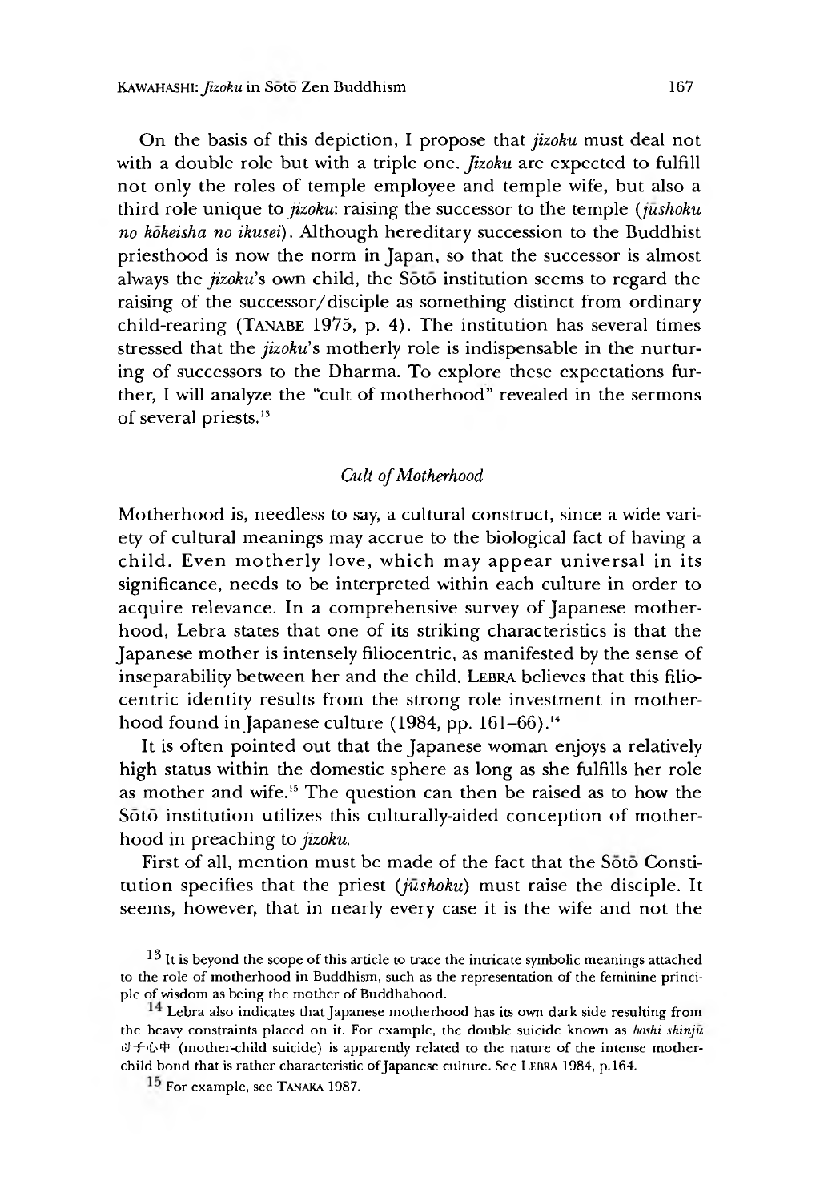On the basis of this depiction, I propose that *jizoku* must deal not with a double role but with a triple one. *Jizoku* are expected to fulfill not only the roles of temple employee and temple wife, but also a third role unique to *jizoku*: raising the successor to the temple (*jūshoku no kōkeisha no ikusei*). Although hereditary succession to the Buddhist priesthood is now the norm in Japan, so that the successor is almost always the *jizoku*'s own child, the Sōtō institution seems to regard the raising of the successor/disciple as something distinct from ordinary child-rearing (TANABE 1975, p. 4). The institution has several times stressed that the *jizoku*'s motherly role is indispensable in the nurturing of successors to the Dharma. To explore these expectations further, I will analyze the "cult of motherhood" revealed in the sermons of several priests.[13]

### *Cult of Motherhood*

Motherhood is, needless to say, a cultural construct, since a wide variety of cultural meanings may accrue to the biological fact of having a child. Even motherly love, which may appear universal in its significance, needs to be interpreted within each culture in order to acquire relevance. In a comprehensive survey of Japanese motherhood, Lebra states that one of its striking characteristics is that the Japanese mother is intensely filiocentric, as manifested by the sense of inseparability between her and the child. LEBRA believes that this filiocentric identity results from the strong role investment in motherhood found in Japanese culture (1984, pp. 161–66).[14]

It is often pointed out that the Japanese woman enjoys a relatively high status within the domestic sphere as long as she fulfills her role as mother and wife.[15] The question can then be raised as to how the Sōtō institution utilizes this culturally-aided conception of motherhood in preaching to *jizoku*.

First of all, mention must be made of the fact that the Sōtō Constitution specifies that the priest (*jūshoku*) must raise the disciple. It seems, however, that in nearly every case it is the wife and not the

---

[13] It is beyond the scope of this article to trace the intricate symbolic meanings attached to the role of motherhood in Buddhism, such as the representation of the feminine principle of wisdom as being the mother of Buddhahood.

[14] Lebra also indicates that Japanese motherhood has its own dark side resulting from the heavy constraints placed on it. For example, the double suicide known as *boshi shinjū* 母子心中 (mother-child suicide) is apparently related to the nature of the intense mother-child bond that is rather characteristic of Japanese culture. See LEBRA 1984, p.164.

[15] For example, see TANAKA 1987.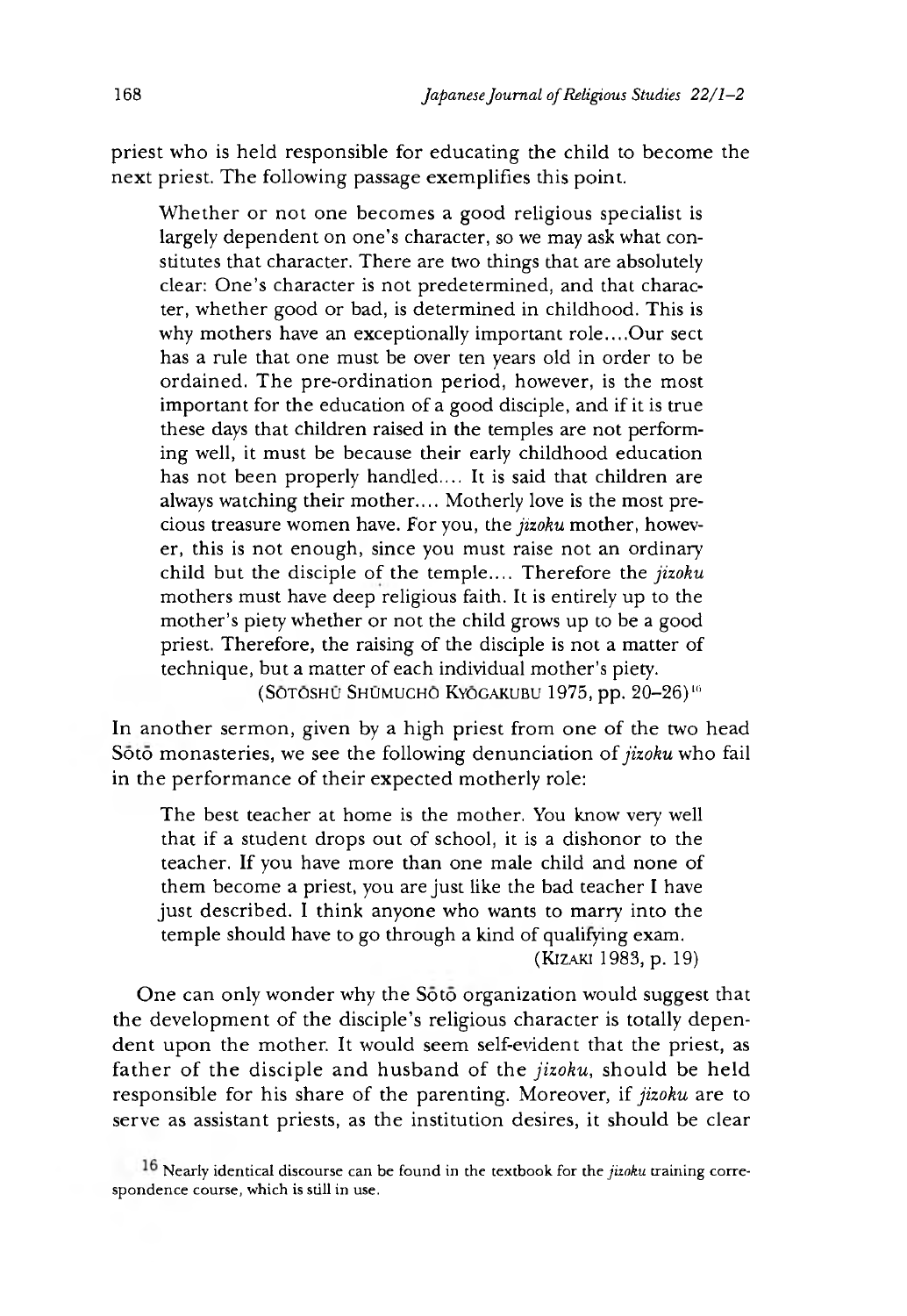priest who is held responsible for educating the child to become the next priest. The following passage exemplifies this point.

> Whether or not one becomes a good religious specialist is largely dependent on one's character, so we may ask what constitutes that character. There are two things that are absolutely clear: One's character is not predetermined, and that character, whether good or bad, is determined in childhood. This is why mothers have an exceptionally important role....Our sect has a rule that one must be over ten years old in order to be ordained. The pre-ordination period, however, is the most important for the education of a good disciple, and if it is true these days that children raised in the temples are not performing well, it must be because their early childhood education has not been properly handled.... It is said that children are always watching their mother.... Motherly love is the most precious treasure women have. For you, the *jizoku* mother, however, this is not enough, since you must raise not an ordinary child but the disciple of the temple.... Therefore the *jizoku* mothers must have deep religious faith. It is entirely up to the mother's piety whether or not the child grows up to be a good priest. Therefore, the raising of the disciple is not a matter of technique, but a matter of each individual mother's piety.
>
> (SŌTŌSHŪ SHŪMUCHŌ KYŌGAKUBU 1975, pp. 20–26)[16]

In another sermon, given by a high priest from one of the two head Sōtō monasteries, we see the following denunciation of *jizoku* who fail in the performance of their expected motherly role:

> The best teacher at home is the mother. You know very well that if a student drops out of school, it is a dishonor to the teacher. If you have more than one male child and none of them become a priest, you are just like the bad teacher I have just described. I think anyone who wants to marry into the temple should have to go through a kind of qualifying exam.
>
> (KIZAKI 1983, p. 19)

One can only wonder why the Sōtō organization would suggest that the development of the disciple's religious character is totally dependent upon the mother. It would seem self-evident that the priest, as father of the disciple and husband of the *jizoku*, should be held responsible for his share of the parenting. Moreover, if *jizoku* are to serve as assistant priests, as the institution desires, it should be clear

[16] Nearly identical discourse can be found in the textbook for the *jizoku* training correspondence course, which is still in use.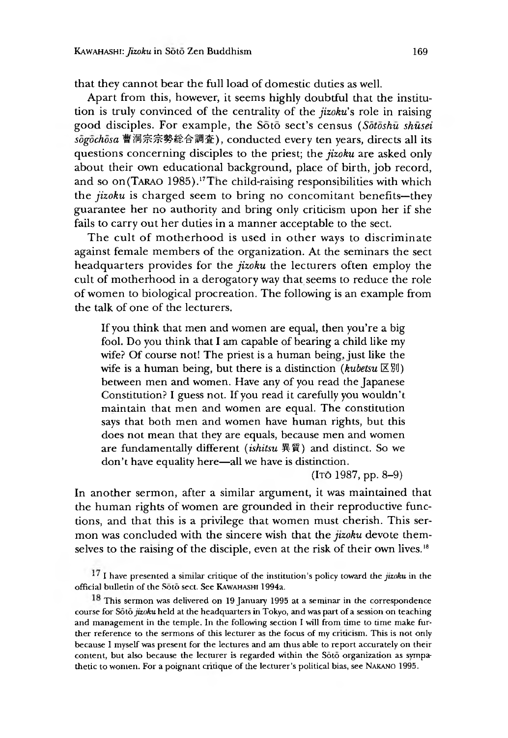that they cannot bear the full load of domestic duties as well.

Apart from this, however, it seems highly doubtful that the institution is truly convinced of the centrality of the *jizoku*'s role in raising good disciples. For example, the Sōtō sect's census (*Sōtōshū shūsei sōgōchōsa* 曹洞宗宗勢総合調査), conducted every ten years, directs all its questions concerning disciples to the priest; the *jizoku* are asked only about their own educational background, place of birth, job record, and so on (TARAO 1985).[17] The child-raising responsibilities with which the *jizoku* is charged seem to bring no concomitant benefits—they guarantee her no authority and bring only criticism upon her if she fails to carry out her duties in a manner acceptable to the sect.

The cult of motherhood is used in other ways to discriminate against female members of the organization. At the seminars the sect headquarters provides for the *jizoku* the lecturers often employ the cult of motherhood in a derogatory way that seems to reduce the role of women to biological procreation. The following is an example from the talk of one of the lecturers.

> If you think that men and women are equal, then you're a big fool. Do you think that I am capable of bearing a child like my wife? Of course not! The priest is a human being, just like the wife is a human being, but there is a distinction (*kubetsu* 区別) between men and women. Have any of you read the Japanese Constitution? I guess not. If you read it carefully you wouldn't maintain that men and women are equal. The constitution says that both men and women have human rights, but this does not mean that they are equals, because men and women are fundamentally different (*ishitsu* 異質) and distinct. So we don't have equality here—all we have is distinction.
>
> (ITŌ 1987, pp. 8–9)

In another sermon, after a similar argument, it was maintained that the human rights of women are grounded in their reproductive functions, and that this is a privilege that women must cherish. This sermon was concluded with the sincere wish that the *jizoku* devote themselves to the raising of the disciple, even at the risk of their own lives.[18]

---

[17] I have presented a similar critique of the institution's policy toward the *jizoku* in the official bulletin of the Sōtō sect. See KAWAHASHI 1994a.

[18] This sermon was delivered on 19 January 1995 at a seminar in the correspondence course for Sōtō *jizoku* held at the headquarters in Tokyo, and was part of a session on teaching and management in the temple. In the following section I will from time to time make further reference to the sermons of this lecturer as the focus of my criticism. This is not only because I myself was present for the lectures and am thus able to report accurately on their content, but also because the lecturer is regarded within the Sōtō organization as sympathetic to women. For a poignant critique of the lecturer's political bias, see NAKANO 1995.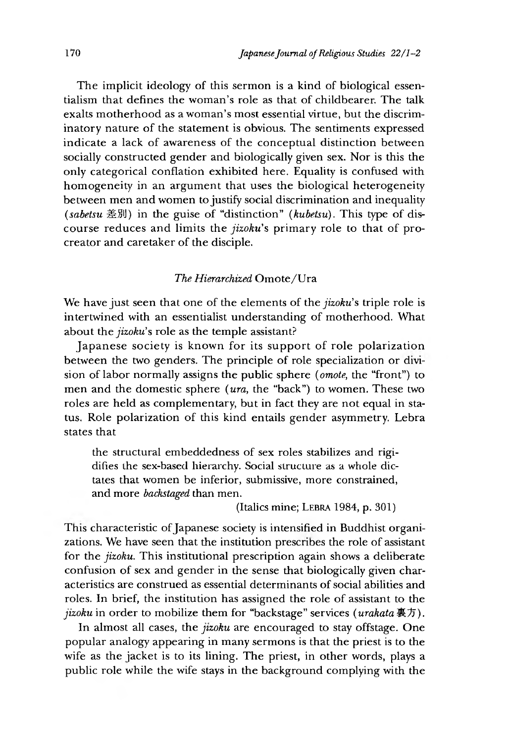The implicit ideology of this sermon is a kind of biological essentialism that defines the woman's role as that of childbearer. The talk exalts motherhood as a woman's most essential virtue, but the discriminatory nature of the statement is obvious. The sentiments expressed indicate a lack of awareness of the conceptual distinction between socially constructed gender and biologically given sex. Nor is this the only categorical conflation exhibited here. Equality is confused with homogeneity in an argument that uses the biological heterogeneity between men and women to justify social discrimination and inequality (*sabetsu* 差別) in the guise of "distinction" (*kubetsu*). This type of discourse reduces and limits the *jizoku*'s primary role to that of procreator and caretaker of the disciple.

### *The Hierarchized* Omote/Ura

We have just seen that one of the elements of the *jizoku*'s triple role is intertwined with an essentialist understanding of motherhood. What about the *jizoku*'s role as the temple assistant?

Japanese society is known for its support of role polarization between the two genders. The principle of role specialization or division of labor normally assigns the public sphere (*omote*, the "front") to men and the domestic sphere (*ura*, the "back") to women. These two roles are held as complementary, but in fact they are not equal in status. Role polarization of this kind entails gender asymmetry. Lebra states that

> the structural embeddedness of sex roles stabilizes and rigidifies the sex-based hierarchy. Social structure as a whole dictates that women be inferior, submissive, more constrained, and more *backstaged* than men.
>
> (Italics mine; LEBRA 1984, p. 301)

This characteristic of Japanese society is intensified in Buddhist organizations. We have seen that the institution prescribes the role of assistant for the *jizoku*. This institutional prescription again shows a deliberate confusion of sex and gender in the sense that biologically given characteristics are construed as essential determinants of social abilities and roles. In brief, the institution has assigned the role of assistant to the *jizoku* in order to mobilize them for "backstage" services (*urakata* 裏方).

In almost all cases, the *jizoku* are encouraged to stay offstage. One popular analogy appearing in many sermons is that the priest is to the wife as the jacket is to its lining. The priest, in other words, plays a public role while the wife stays in the background complying with the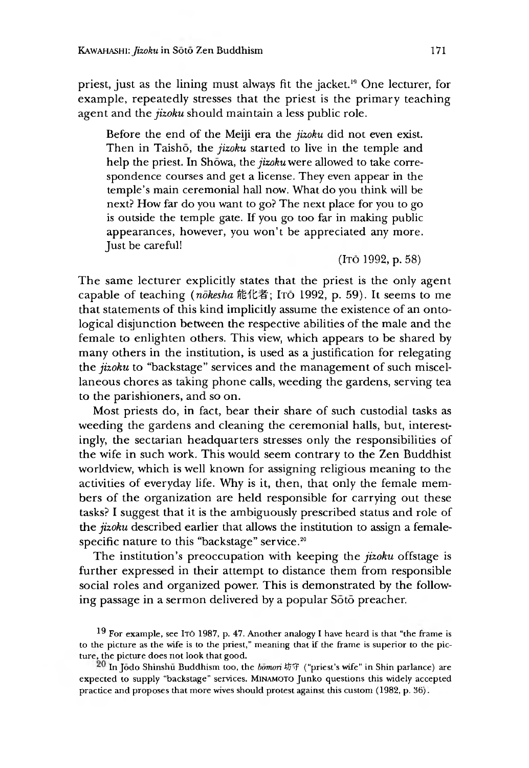priest, just as the lining must always fit the jacket.[19] One lecturer, for example, repeatedly stresses that the priest is the primary teaching agent and the *jizoku* should maintain a less public role.

> Before the end of the Meiji era the *jizoku* did not even exist. Then in Taishō, the *jizoku* started to live in the temple and help the priest. In Shōwa, the *jizoku* were allowed to take correspondence courses and get a license. They even appear in the temple's main ceremonial hall now. What do you think will be next? How far do you want to go? The next place for you to go is outside the temple gate. If you go too far in making public appearances, however, you won't be appreciated any more. Just be careful!
>
> (Itō 1992, p. 58)

The same lecturer explicitly states that the priest is the only agent capable of teaching (*nōkesha* 能化者; Itō 1992, p. 59). It seems to me that statements of this kind implicitly assume the existence of an ontological disjunction between the respective abilities of the male and the female to enlighten others. This view, which appears to be shared by many others in the institution, is used as a justification for relegating the *jizoku* to "backstage" services and the management of such miscellaneous chores as taking phone calls, weeding the gardens, serving tea to the parishioners, and so on.

Most priests do, in fact, bear their share of such custodial tasks as weeding the gardens and cleaning the ceremonial halls, but, interestingly, the sectarian headquarters stresses only the responsibilities of the wife in such work. This would seem contrary to the Zen Buddhist worldview, which is well known for assigning religious meaning to the activities of everyday life. Why is it, then, that only the female members of the organization are held responsible for carrying out these tasks? I suggest that it is the ambiguously prescribed status and role of the *jizoku* described earlier that allows the institution to assign a female-specific nature to this "backstage" service.[20]

The institution's preoccupation with keeping the *jizoku* offstage is further expressed in their attempt to distance them from responsible social roles and organized power. This is demonstrated by the following passage in a sermon delivered by a popular Sōtō preacher.

---

[19] For example, see Itō 1987, p. 47. Another analogy I have heard is that "the frame is to the picture as the wife is to the priest," meaning that if the frame is superior to the picture, the picture does not look that good.

[20] In Jōdo Shinshū Buddhism too, the *bōmori* 坊守 ("priest's wife" in Shin parlance) are expected to supply "backstage" services. Minamoto Junko questions this widely accepted practice and proposes that more wives should protest against this custom (1982, p. 36).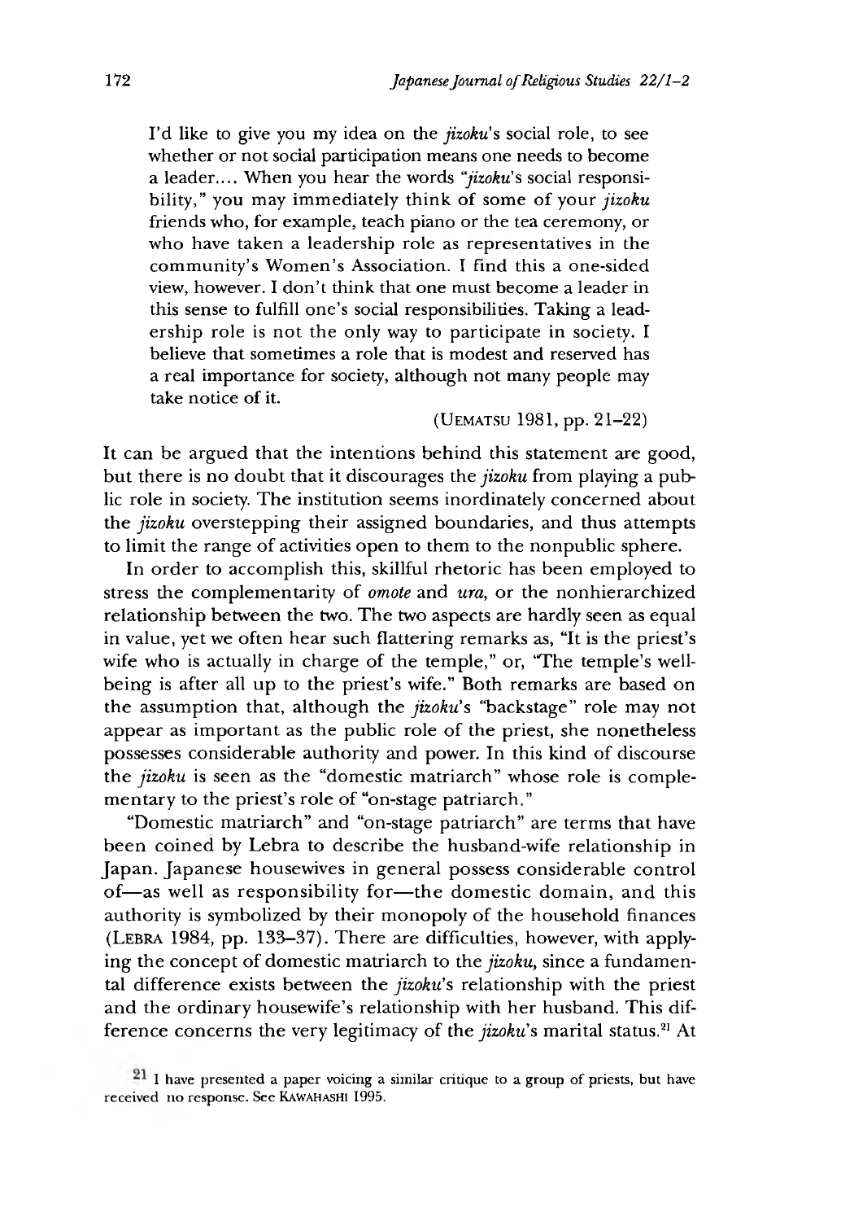> I'd like to give you my idea on the *jizoku*'s social role, to see whether or not social participation means one needs to become a leader.... When you hear the words "*jizoku*'s social responsibility," you may immediately think of some of your *jizoku* friends who, for example, teach piano or the tea ceremony, or who have taken a leadership role as representatives in the community's Women's Association. I find this a one-sided view, however. I don't think that one must become a leader in this sense to fulfill one's social responsibilities. Taking a leadership role is not the only way to participate in society. I believe that sometimes a role that is modest and reserved has a real importance for society, although not many people may take notice of it.
>
> (UEMATSU 1981, pp. 21–22)

It can be argued that the intentions behind this statement are good, but there is no doubt that it discourages the *jizoku* from playing a public role in society. The institution seems inordinately concerned about the *jizoku* overstepping their assigned boundaries, and thus attempts to limit the range of activities open to them to the nonpublic sphere.

In order to accomplish this, skillful rhetoric has been employed to stress the complementarity of *omote* and *ura*, or the nonhierarchized relationship between the two. The two aspects are hardly seen as equal in value, yet we often hear such flattering remarks as, "It is the priest's wife who is actually in charge of the temple," or, "The temple's well-being is after all up to the priest's wife." Both remarks are based on the assumption that, although the *jizoku*'s "backstage" role may not appear as important as the public role of the priest, she nonetheless possesses considerable authority and power. In this kind of discourse the *jizoku* is seen as the "domestic matriarch" whose role is complementary to the priest's role of "on-stage patriarch."

"Domestic matriarch" and "on-stage patriarch" are terms that have been coined by Lebra to describe the husband-wife relationship in Japan. Japanese housewives in general possess considerable control of—as well as responsibility for—the domestic domain, and this authority is symbolized by their monopoly of the household finances (LEBRA 1984, pp. 133–37). There are difficulties, however, with applying the concept of domestic matriarch to the *jizoku*, since a fundamental difference exists between the *jizoku*'s relationship with the priest and the ordinary housewife's relationship with her husband. This difference concerns the very legitimacy of the *jizoku*'s marital status.[21] At

[21] I have presented a paper voicing a similar critique to a group of priests, but have received no response. See KAWAHASHI 1995.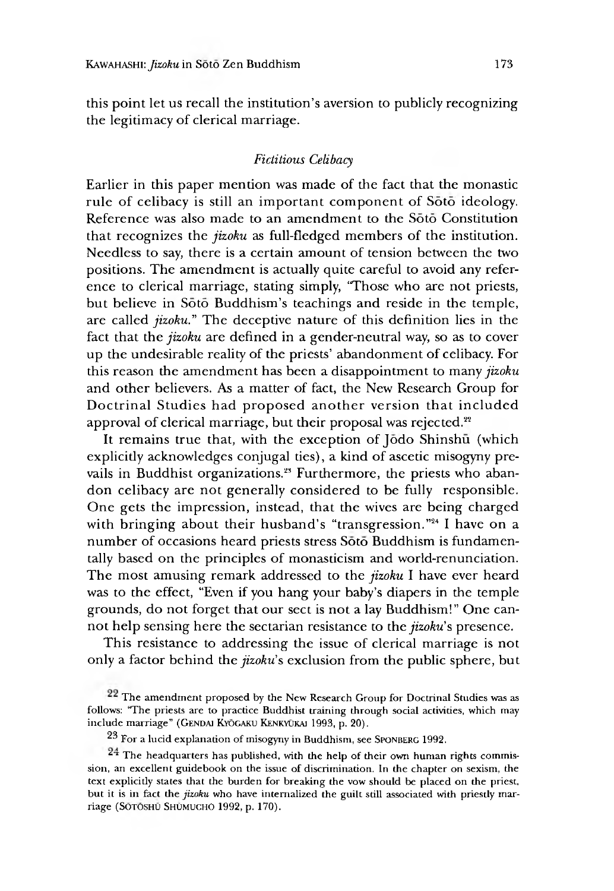this point let us recall the institution's aversion to publicly recognizing the legitimacy of clerical marriage.

### *Fictitious Celibacy*

Earlier in this paper mention was made of the fact that the monastic rule of celibacy is still an important component of Sōtō ideology. Reference was also made to an amendment to the Sōtō Constitution that recognizes the *jizoku* as full-fledged members of the institution. Needless to say, there is a certain amount of tension between the two positions. The amendment is actually quite careful to avoid any reference to clerical marriage, stating simply, "Those who are not priests, but believe in Sōtō Buddhism's teachings and reside in the temple, are called *jizoku*." The deceptive nature of this definition lies in the fact that the *jizoku* are defined in a gender-neutral way, so as to cover up the undesirable reality of the priests' abandonment of celibacy. For this reason the amendment has been a disappointment to many *jizoku* and other believers. As a matter of fact, the New Research Group for Doctrinal Studies had proposed another version that included approval of clerical marriage, but their proposal was rejected.[22]

It remains true that, with the exception of Jōdo Shinshū (which explicitly acknowledges conjugal ties), a kind of ascetic misogyny prevails in Buddhist organizations.[23] Furthermore, the priests who abandon celibacy are not generally considered to be fully responsible. One gets the impression, instead, that the wives are being charged with bringing about their husband's "transgression."[24] I have on a number of occasions heard priests stress Sōtō Buddhism is fundamentally based on the principles of monasticism and world-renunciation. The most amusing remark addressed to the *jizoku* I have ever heard was to the effect, "Even if you hang your baby's diapers in the temple grounds, do not forget that our sect is not a lay Buddhism!" One cannot help sensing here the sectarian resistance to the *jizoku*'s presence.

This resistance to addressing the issue of clerical marriage is not only a factor behind the *jizoku*'s exclusion from the public sphere, but

---

[22] The amendment proposed by the New Research Group for Doctrinal Studies was as follows: "The priests are to practice Buddhist training through social activities, which may include marriage" (Gendai Kyōgaku Kenkyūkai 1993, p. 20).

[23] For a lucid explanation of misogyny in Buddhism, see Sponberg 1992.

[24] The headquarters has published, with the help of their own human rights commission, an excellent guidebook on the issue of discrimination. In the chapter on sexism, the text explicitly states that the burden for breaking the vow should be placed on the priest, but it is in fact the *jizoku* who have internalized the guilt still associated with priestly marriage (Sōtōshū Shūmuchō 1992, p. 170).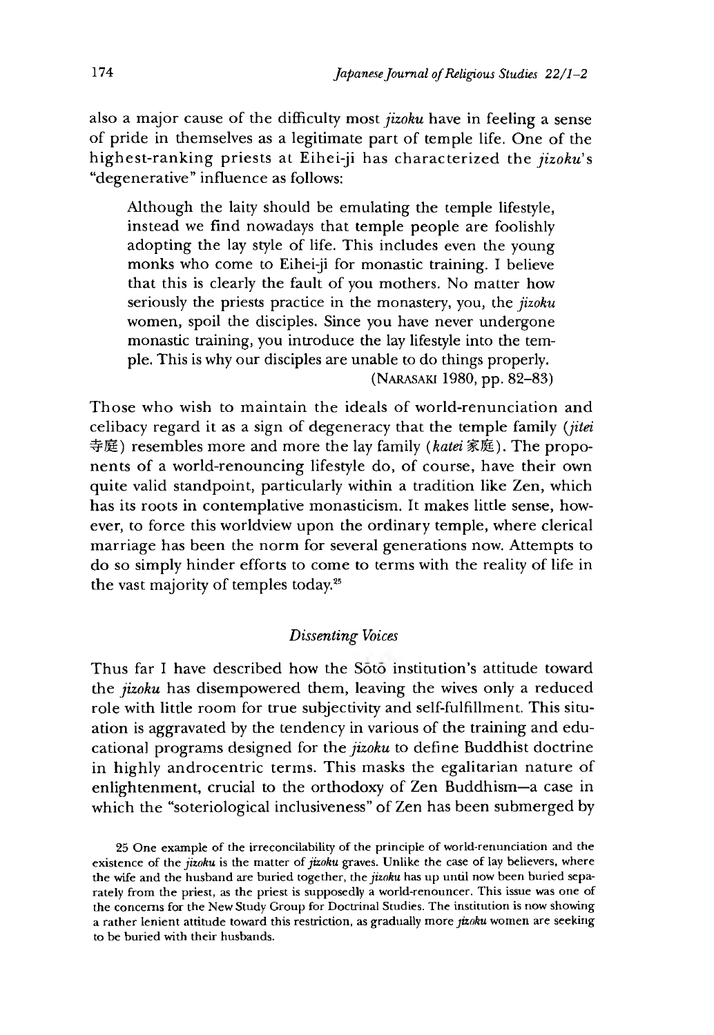also a major cause of the difficulty most *jizoku* have in feeling a sense of pride in themselves as a legitimate part of temple life. One of the highest-ranking priests at Eihei-ji has characterized the *jizoku*'s "degenerative" influence as follows:

> Although the laity should be emulating the temple lifestyle, instead we find nowadays that temple people are foolishly adopting the lay style of life. This includes even the young monks who come to Eihei-ji for monastic training. I believe that this is clearly the fault of you mothers. No matter how seriously the priests practice in the monastery, you, the *jizoku* women, spoil the disciples. Since you have never undergone monastic training, you introduce the lay lifestyle into the temple. This is why our disciples are unable to do things properly. (NARASAKI 1980, pp. 82–83)

Those who wish to maintain the ideals of world-renunciation and celibacy regard it as a sign of degeneracy that the temple family (*jitei* 寺庭) resembles more and more the lay family (*katei* 家庭). The proponents of a world-renouncing lifestyle do, of course, have their own quite valid standpoint, particularly within a tradition like Zen, which has its roots in contemplative monasticism. It makes little sense, however, to force this worldview upon the ordinary temple, where clerical marriage has been the norm for several generations now. Attempts to do so simply hinder efforts to come to terms with the reality of life in the vast majority of temples today.[25]

### *Dissenting Voices*

Thus far I have described how the Sōtō institution's attitude toward the *jizoku* has disempowered them, leaving the wives only a reduced role with little room for true subjectivity and self-fulfillment. This situation is aggravated by the tendency in various of the training and educational programs designed for the *jizoku* to define Buddhist doctrine in highly androcentric terms. This masks the egalitarian nature of enlightenment, crucial to the orthodoxy of Zen Buddhism—a case in which the "soteriological inclusiveness" of Zen has been submerged by

25 One example of the irreconcilability of the principle of world-renunciation and the existence of the *jizoku* is the matter of *jizoku* graves. Unlike the case of lay believers, where the wife and the husband are buried together, the *jizoku* has up until now been buried separately from the priest, as the priest is supposedly a world-renouncer. This issue was one of the concerns for the New Study Group for Doctrinal Studies. The institution is now showing a rather lenient attitude toward this restriction, as gradually more *jizoku* women are seeking to be buried with their husbands.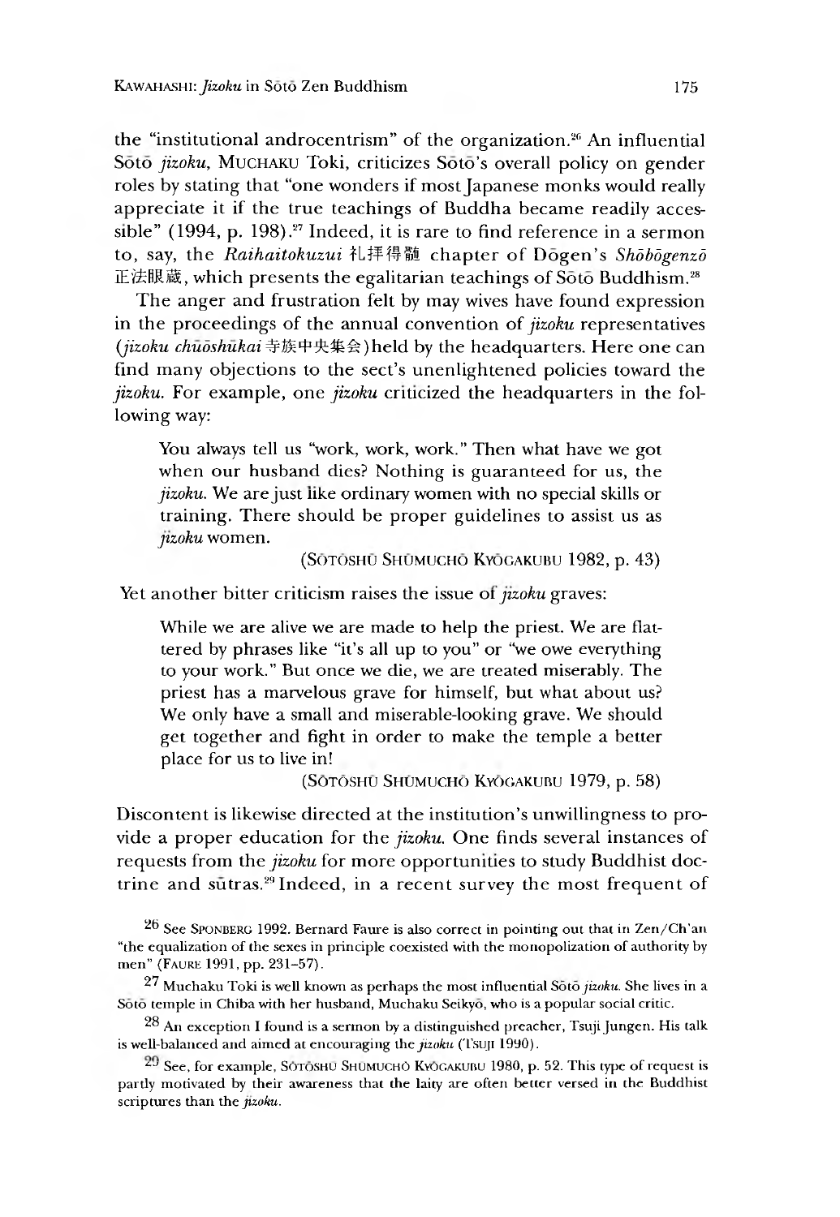the "institutional androcentrism" of the organization.[26] An influential Sōtō *jizoku*, MUCHAKU Toki, criticizes Sōtō's overall policy on gender roles by stating that "one wonders if most Japanese monks would really appreciate it if the true teachings of Buddha became readily accessible" (1994, p. 198).[27] Indeed, it is rare to find reference in a sermon to, say, the *Raihaitokuzui* 礼拝得髄 chapter of Dōgen's *Shōbōgenzō* 正法眼蔵, which presents the egalitarian teachings of Sōtō Buddhism.[28]

The anger and frustration felt by may wives have found expression in the proceedings of the annual convention of *jizoku* representatives (*jizoku chūōshūkai* 寺族中央集会) held by the headquarters. Here one can find many objections to the sect's unenlightened policies toward the *jizoku*. For example, one *jizoku* criticized the headquarters in the following way:

> You always tell us "work, work, work." Then what have we got when our husband dies? Nothing is guaranteed for us, the *jizoku*. We are just like ordinary women with no special skills or training. There should be proper guidelines to assist us as *jizoku* women.
>
> (SŌTŌSHŪ SHŪMUCHŌ KYŌGAKUBU 1982, p. 43)

Yet another bitter criticism raises the issue of *jizoku* graves:

> While we are alive we are made to help the priest. We are flattered by phrases like "it's all up to you" or "we owe everything to your work." But once we die, we are treated miserably. The priest has a marvelous grave for himself, but what about us? We only have a small and miserable-looking grave. We should get together and fight in order to make the temple a better place for us to live in!
>
> (SŌTŌSHŪ SHŪMUCHŌ KYŌGAKUBU 1979, p. 58)

Discontent is likewise directed at the institution's unwillingness to provide a proper education for the *jizoku*. One finds several instances of requests from the *jizoku* for more opportunities to study Buddhist doctrine and sūtras.[29] Indeed, in a recent survey the most frequent of

---

[26] See SPONBERG 1992. Bernard Faure is also correct in pointing out that in Zen/Ch'an "the equalization of the sexes in principle coexisted with the monopolization of authority by men" (FAURE 1991, pp. 231–57).

[27] Muchaku Toki is well known as perhaps the most influential Sōtō *jizoku*. She lives in a Sōtō temple in Chiba with her husband, Muchaku Seikyō, who is a popular social critic.

[28] An exception I found is a sermon by a distinguished preacher, Tsuji Jungen. His talk is well-balanced and aimed at encouraging the *jizoku* (TSUJI 1990).

[29] See, for example, SŌTŌSHŪ SHŪMUCHŌ KYŌGAKUBU 1980, p. 52. This type of request is partly motivated by their awareness that the laity are often better versed in the Buddhist scriptures than the *jizoku*.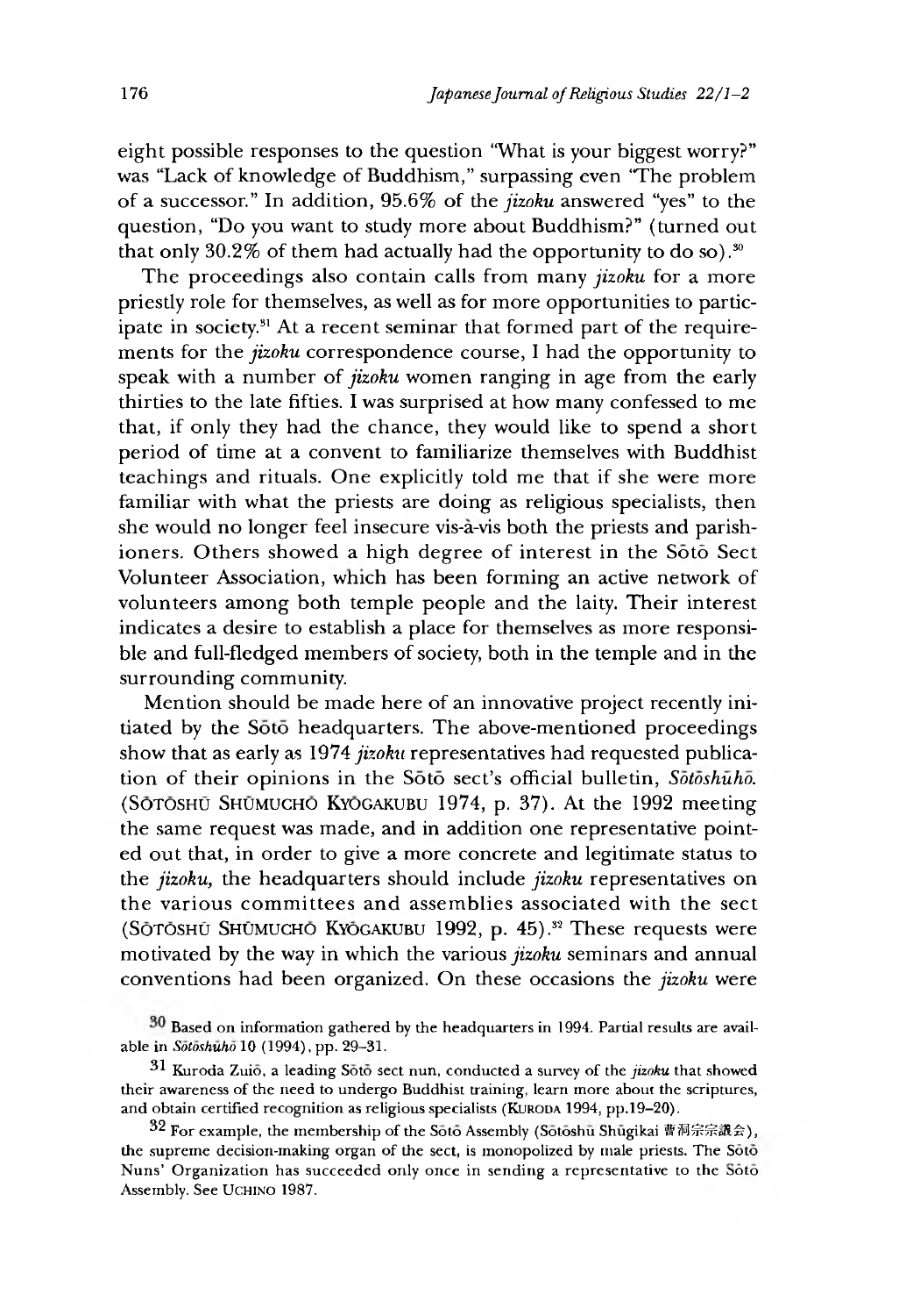eight possible responses to the question "What is your biggest worry?" was "Lack of knowledge of Buddhism," surpassing even "The problem of a successor." In addition, 95.6% of the *jizoku* answered "yes" to the question, "Do you want to study more about Buddhism?" (turned out that only 30.2% of them had actually had the opportunity to do so).[30]

The proceedings also contain calls from many *jizoku* for a more priestly role for themselves, as well as for more opportunities to participate in society.[31] At a recent seminar that formed part of the requirements for the *jizoku* correspondence course, I had the opportunity to speak with a number of *jizoku* women ranging in age from the early thirties to the late fifties. I was surprised at how many confessed to me that, if only they had the chance, they would like to spend a short period of time at a convent to familiarize themselves with Buddhist teachings and rituals. One explicitly told me that if she were more familiar with what the priests are doing as religious specialists, then she would no longer feel insecure vis-à-vis both the priests and parishioners. Others showed a high degree of interest in the Sōtō Sect Volunteer Association, which has been forming an active network of volunteers among both temple people and the laity. Their interest indicates a desire to establish a place for themselves as more responsible and full-fledged members of society, both in the temple and in the surrounding community.

Mention should be made here of an innovative project recently initiated by the Sōtō headquarters. The above-mentioned proceedings show that as early as 1974 *jizoku* representatives had requested publication of their opinions in the Sōtō sect's official bulletin, *Sōtōshūhō*. (Sōtōshū Shūmuchō Kyōgakubu 1974, p. 37). At the 1992 meeting the same request was made, and in addition one representative pointed out that, in order to give a more concrete and legitimate status to the *jizoku*, the headquarters should include *jizoku* representatives on the various committees and assemblies associated with the sect (Sōtōshū Shūmuchō Kyōgakubu 1992, p. 45).[32] These requests were motivated by the way in which the various *jizoku* seminars and annual conventions had been organized. On these occasions the *jizoku* were

---

[30] Based on information gathered by the headquarters in 1994. Partial results are available in *Sōtōshūhō* 10 (1994), pp. 29–31.

[31] Kuroda Zuiō, a leading Sōtō sect nun, conducted a survey of the *jizoku* that showed their awareness of the need to undergo Buddhist training, learn more about the scriptures, and obtain certified recognition as religious specialists (Kuroda 1994, pp.19–20).

[32] For example, the membership of the Sōtō Assembly (Sōtōshū Shūgikai 曹洞宗宗議会), the supreme decision-making organ of the sect, is monopolized by male priests. The Sōtō Nuns' Organization has succeeded only once in sending a representative to the Sōtō Assembly. See Uchino 1987.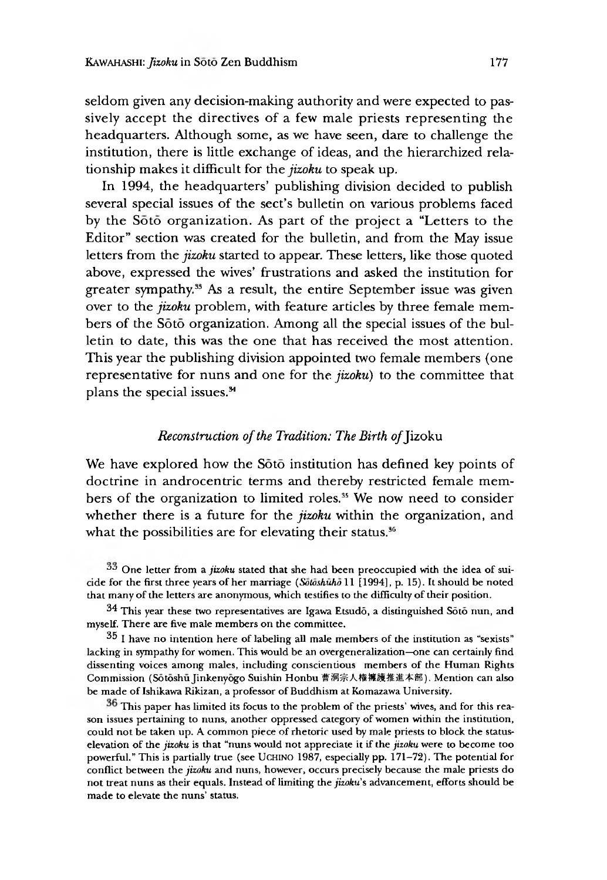seldom given any decision-making authority and were expected to passively accept the directives of a few male priests representing the headquarters. Although some, as we have seen, dare to challenge the institution, there is little exchange of ideas, and the hierarchized relationship makes it difficult for the *jizoku* to speak up.

In 1994, the headquarters' publishing division decided to publish several special issues of the sect's bulletin on various problems faced by the Sōtō organization. As part of the project a "Letters to the Editor" section was created for the bulletin, and from the May issue letters from the *jizoku* started to appear. These letters, like those quoted above, expressed the wives' frustrations and asked the institution for greater sympathy.[33] As a result, the entire September issue was given over to the *jizoku* problem, with feature articles by three female members of the Sōtō organization. Among all the special issues of the bulletin to date, this was the one that has received the most attention. This year the publishing division appointed two female members (one representative for nuns and one for the *jizoku*) to the committee that plans the special issues.[34]

### *Reconstruction of the Tradition: The Birth of* Jizoku

We have explored how the Sōtō institution has defined key points of doctrine in androcentric terms and thereby restricted female members of the organization to limited roles.[35] We now need to consider whether there is a future for the *jizoku* within the organization, and what the possibilities are for elevating their status.[36]

---

[33] One letter from a *jizoku* stated that she had been preoccupied with the idea of suicide for the first three years of her marriage (*Sōtōshūhō* 11 [1994], p. 15). It should be noted that many of the letters are anonymous, which testifies to the difficulty of their position.

[34] This year these two representatives are Igawa Etsudō, a distinguished Sōtō nun, and myself. There are five male members on the committee.

[35] I have no intention here of labeling all male members of the institution as "sexists" lacking in sympathy for women. This would be an overgeneralization—one can certainly find dissenting voices among males, including conscientious members of the Human Rights Commission (Sōtōshū Jinkenyōgo Suishin Honbu 曹洞宗人権擁護推進本部). Mention can also be made of Ishikawa Rikizan, a professor of Buddhism at Komazawa University.

[36] This paper has limited its focus to the problem of the priests' wives, and for this reason issues pertaining to nuns, another oppressed category of women within the institution, could not be taken up. A common piece of rhetoric used by male priests to block the status-elevation of the *jizoku* is that "nuns would not appreciate it if the *jizoku* were to become too powerful." This is partially true (see UCHINO 1987, especially pp. 171–72). The potential for conflict between the *jizoku* and nuns, however, occurs precisely because the male priests do not treat nuns as their equals. Instead of limiting the *jizoku*'s advancement, efforts should be made to elevate the nuns' status.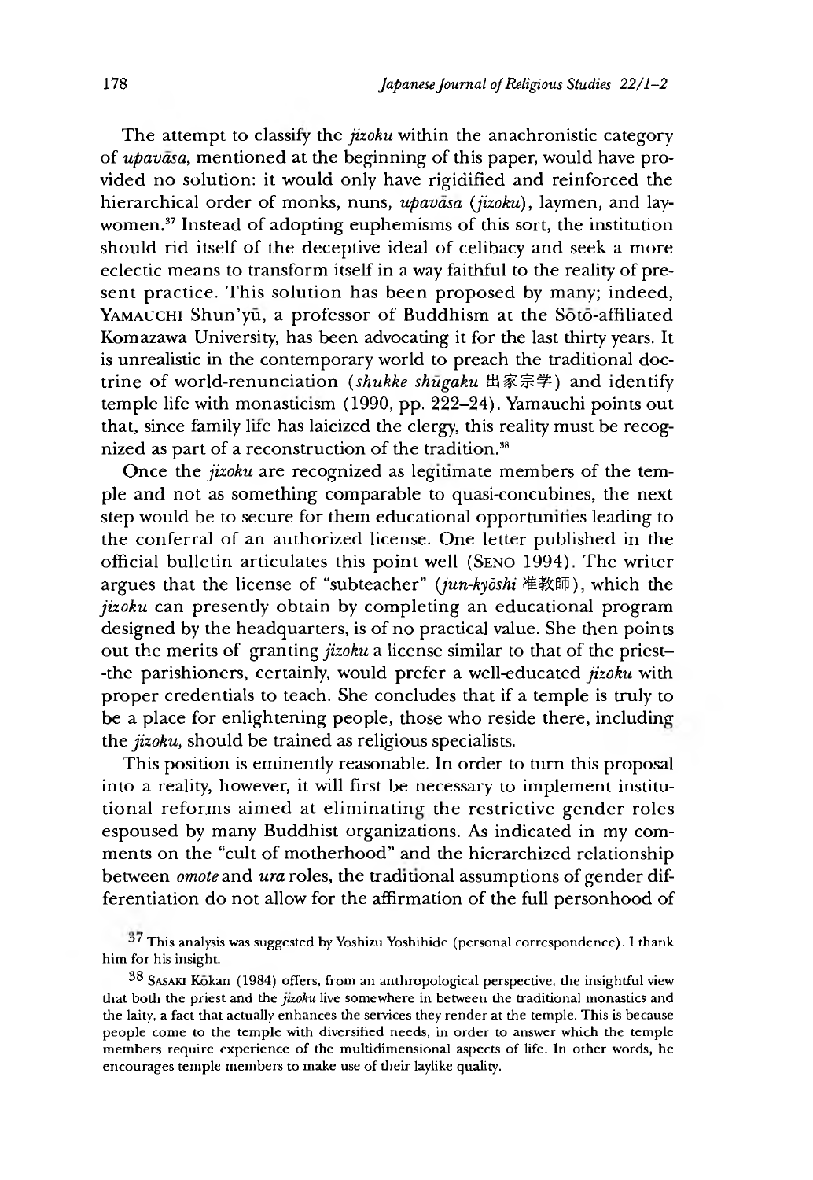The attempt to classify the *jizoku* within the anachronistic category of *upavāsa*, mentioned at the beginning of this paper, would have provided no solution: it would only have rigidified and reinforced the hierarchical order of monks, nuns, *upavāsa* (*jizoku*), laymen, and laywomen.[37] Instead of adopting euphemisms of this sort, the institution should rid itself of the deceptive ideal of celibacy and seek a more eclectic means to transform itself in a way faithful to the reality of present practice. This solution has been proposed by many; indeed, YAMAUCHI Shun'yū, a professor of Buddhism at the Sōtō-affiliated Komazawa University, has been advocating it for the last thirty years. It is unrealistic in the contemporary world to preach the traditional doctrine of world-renunciation (*shukke shūgaku* 出家宗学) and identify temple life with monasticism (1990, pp. 222–24). Yamauchi points out that, since family life has laicized the clergy, this reality must be recognized as part of a reconstruction of the tradition.[38]

Once the *jizoku* are recognized as legitimate members of the temple and not as something comparable to quasi-concubines, the next step would be to secure for them educational opportunities leading to the conferral of an authorized license. One letter published in the official bulletin articulates this point well (SENO 1994). The writer argues that the license of "subteacher" (*jun-kyōshi* 准教師), which the *jizoku* can presently obtain by completing an educational program designed by the headquarters, is of no practical value. She then points out the merits of granting *jizoku* a license similar to that of the priest--the parishioners, certainly, would prefer a well-educated *jizoku* with proper credentials to teach. She concludes that if a temple is truly to be a place for enlightening people, those who reside there, including the *jizoku*, should be trained as religious specialists.

This position is eminently reasonable. In order to turn this proposal into a reality, however, it will first be necessary to implement institutional reforms aimed at eliminating the restrictive gender roles espoused by many Buddhist organizations. As indicated in my comments on the "cult of motherhood" and the hierarchized relationship between *omote* and *ura* roles, the traditional assumptions of gender differentiation do not allow for the affirmation of the full personhood of

[37] This analysis was suggested by Yoshizu Yoshihide (personal correspondence). I thank him for his insight.

[38] SASAKI Kōkan (1984) offers, from an anthropological perspective, the insightful view that both the priest and the *jizoku* live somewhere in between the traditional monastics and the laity, a fact that actually enhances the services they render at the temple. This is because people come to the temple with diversified needs, in order to answer which the temple members require experience of the multidimensional aspects of life. In other words, he encourages temple members to make use of their laylike quality.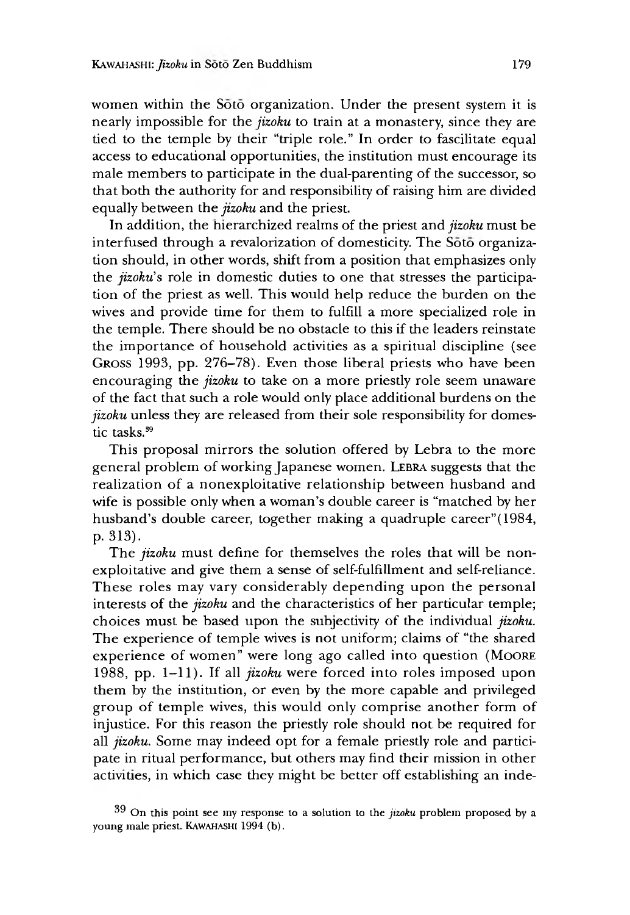women within the Sōtō organization. Under the present system it is nearly impossible for the *jizoku* to train at a monastery, since they are tied to the temple by their "triple role." In order to fascilitate equal access to educational opportunities, the institution must encourage its male members to participate in the dual-parenting of the successor, so that both the authority for and responsibility of raising him are divided equally between the *jizoku* and the priest.

In addition, the hierarchized realms of the priest and *jizoku* must be interfused through a revalorization of domesticity. The Sōtō organization should, in other words, shift from a position that emphasizes only the *jizoku*'s role in domestic duties to one that stresses the participation of the priest as well. This would help reduce the burden on the wives and provide time for them to fulfill a more specialized role in the temple. There should be no obstacle to this if the leaders reinstate the importance of household activities as a spiritual discipline (see GROSS 1993, pp. 276–78). Even those liberal priests who have been encouraging the *jizoku* to take on a more priestly role seem unaware of the fact that such a role would only place additional burdens on the *jizoku* unless they are released from their sole responsibility for domestic tasks.[39]

This proposal mirrors the solution offered by Lebra to the more general problem of working Japanese women. LEBRA suggests that the realization of a nonexploitative relationship between husband and wife is possible only when a woman's double career is "matched by her husband's double career, together making a quadruple career"(1984, p. 313).

The *jizoku* must define for themselves the roles that will be nonexploitative and give them a sense of self-fulfillment and self-reliance. These roles may vary considerably depending upon the personal interests of the *jizoku* and the characteristics of her particular temple; choices must be based upon the subjectivity of the individual *jizoku*. The experience of temple wives is not uniform; claims of "the shared experience of women" were long ago called into question (MOORE 1988, pp. 1–11). If all *jizoku* were forced into roles imposed upon them by the institution, or even by the more capable and privileged group of temple wives, this would only comprise another form of injustice. For this reason the priestly role should not be required for all *jizoku*. Some may indeed opt for a female priestly role and participate in ritual performance, but others may find their mission in other activities, in which case they might be better off establishing an inde-

[39] On this point see my response to a solution to the *jizoku* problem proposed by a young male priest. KAWAHASHI 1994 (b).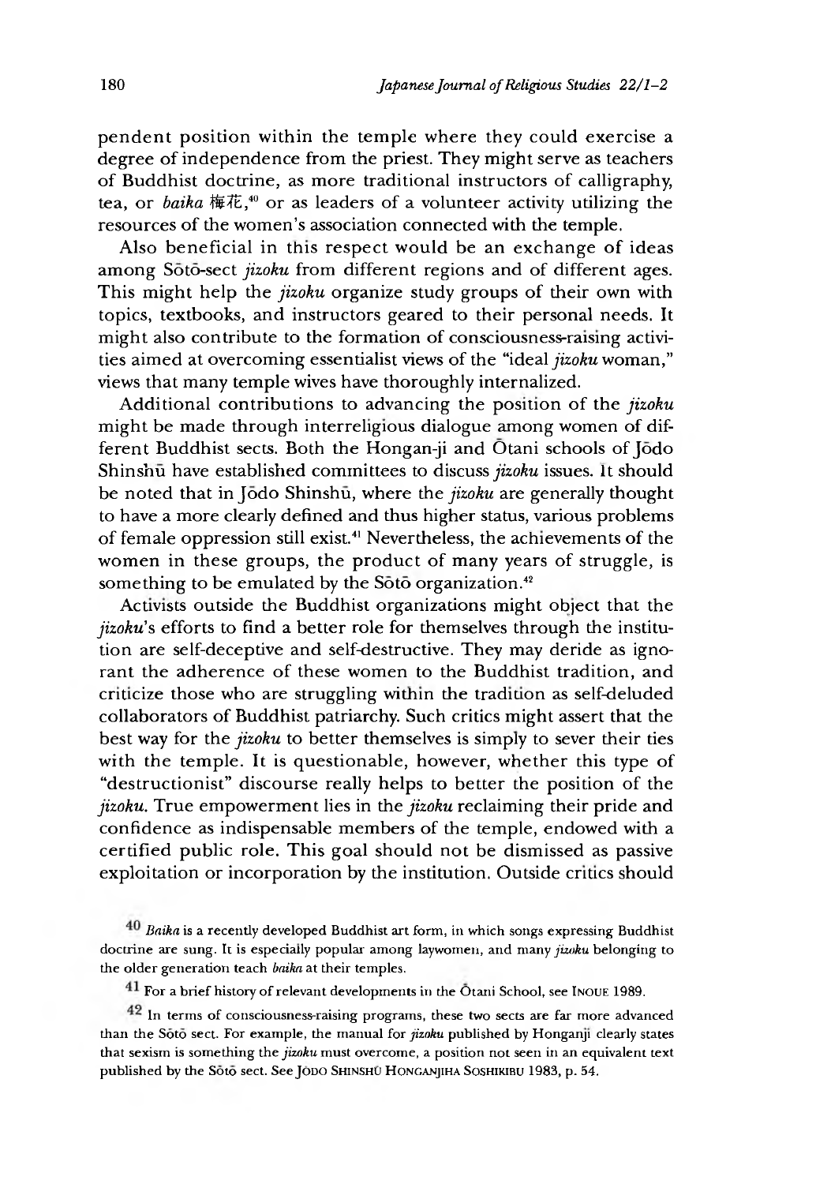pendent position within the temple where they could exercise a degree of independence from the priest. They might serve as teachers of Buddhist doctrine, as more traditional instructors of calligraphy, tea, or *baika* 梅花,[40] or as leaders of a volunteer activity utilizing the resources of the women's association connected with the temple.

Also beneficial in this respect would be an exchange of ideas among Sōtō-sect *jizoku* from different regions and of different ages. This might help the *jizoku* organize study groups of their own with topics, textbooks, and instructors geared to their personal needs. It might also contribute to the formation of consciousness-raising activities aimed at overcoming essentialist views of the "ideal *jizoku* woman," views that many temple wives have thoroughly internalized.

Additional contributions to advancing the position of the *jizoku* might be made through interreligious dialogue among women of different Buddhist sects. Both the Hongan-ji and Ōtani schools of Jōdo Shinshū have established committees to discuss *jizoku* issues. It should be noted that in Jōdo Shinshū, where the *jizoku* are generally thought to have a more clearly defined and thus higher status, various problems of female oppression still exist.[41] Nevertheless, the achievements of the women in these groups, the product of many years of struggle, is something to be emulated by the Sōtō organization.[42]

Activists outside the Buddhist organizations might object that the *jizoku*'s efforts to find a better role for themselves through the institution are self-deceptive and self-destructive. They may deride as ignorant the adherence of these women to the Buddhist tradition, and criticize those who are struggling within the tradition as self-deluded collaborators of Buddhist patriarchy. Such critics might assert that the best way for the *jizoku* to better themselves is simply to sever their ties with the temple. It is questionable, however, whether this type of "destructionist" discourse really helps to better the position of the *jizoku*. True empowerment lies in the *jizoku* reclaiming their pride and confidence as indispensable members of the temple, endowed with a certified public role. This goal should not be dismissed as passive exploitation or incorporation by the institution. Outside critics should

---

[40] *Baika* is a recently developed Buddhist art form, in which songs expressing Buddhist doctrine are sung. It is especially popular among laywomen, and many *jizoku* belonging to the older generation teach *baika* at their temples.

[41] For a brief history of relevant developments in the Ōtani School, see INOUE 1989.

[42] In terms of consciousness-raising programs, these two sects are far more advanced than the Sōtō sect. For example, the manual for *jizoku* published by Honganji clearly states that sexism is something the *jizoku* must overcome, a position not seen in an equivalent text published by the Sōtō sect. See JŌDO SHINSHŪ HONGANJIHA SOSHIKIBU 1983, p. 54.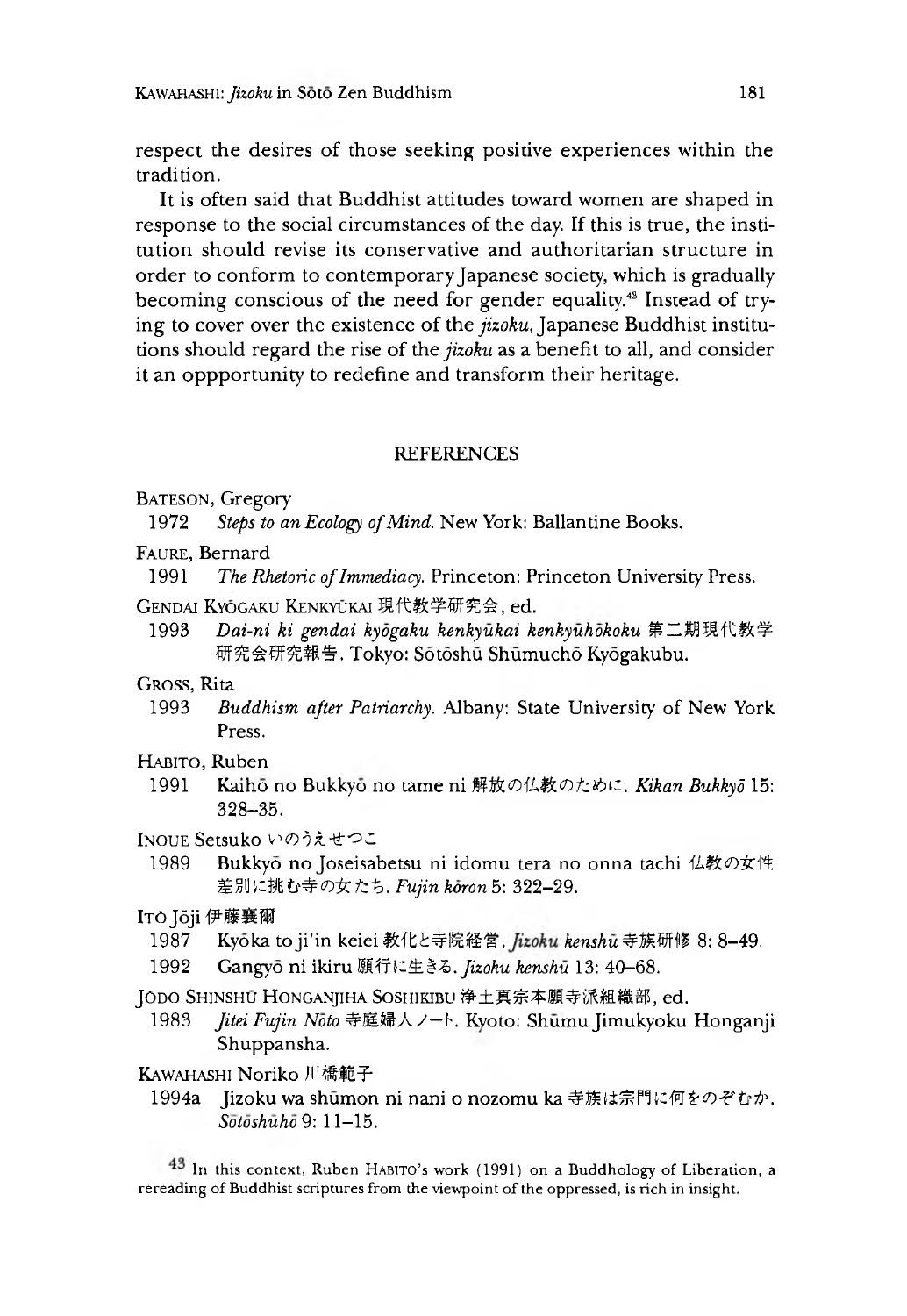respect the desires of those seeking positive experiences within the tradition.

It is often said that Buddhist attitudes toward women are shaped in response to the social circumstances of the day. If this is true, the institution should revise its conservative and authoritarian structure in order to conform to contemporary Japanese society, which is gradually becoming conscious of the need for gender equality.[43] Instead of trying to cover over the existence of the *jizoku*, Japanese Buddhist institutions should regard the rise of the *jizoku* as a benefit to all, and consider it an oppportunity to redefine and transform their heritage.

## REFERENCES

BATESON, Gregory

1972 *Steps to an Ecology of Mind.* New York: Ballantine Books.

FAURE, Bernard

1991 *The Rhetoric of Immediacy.* Princeton: Princeton University Press.

GENDAI KYŌGAKU KENKYŪKAI 現代教学研究会, ed.

1993 *Dai-ni ki gendai kyōgaku kenkyūkai kenkyūhōkoku* 第二期現代教学研究会研究報告. Tokyo: Sōtōshū Shūmuchō Kyōgakubu.

GROSS, Rita

1993 *Buddhism after Patriarchy.* Albany: State University of New York Press.

HABITO, Ruben

1991 Kaihō no Bukkyō no tame ni 解放の仏教のために. *Kikan Bukkyō* 15: 328–35.

INOUE Setsuko いのうえせつこ

1989 Bukkyō no Joseisabetsu ni idomu tera no onna tachi 仏教の女性差別に挑む寺の女たち. *Fujin kōron* 5: 322–29.

ITŌ Jōji 伊藤嚢爾

1987 Kyōka to ji'in keiei 教化と寺院経営. *Jizoku kenshū* 寺族研修 8: 8–49.

1992 Gangyō ni ikiru 願行に生きる. *Jizoku kenshū* 13: 40–68.

JŌDO SHINSHŪ HONGANJIHA SOSHIKIBU 浄土真宗本願寺派組織部, ed.

1983 *Jitei Fujin Nōto* 寺庭婦人ノート. Kyoto: Shūmu Jimukyoku Honganji Shuppansha.

KAWAHASHI Noriko 川橋範子

1994a Jizoku wa shūmon ni nani o nozomu ka 寺族は宗門に何をのぞむか. *Sōtōshūhō* 9: 11–15.

[43] In this context, Ruben HABITO's work (1991) on a Buddhology of Liberation, a rereading of Buddhist scriptures from the viewpoint of the oppressed, is rich in insight.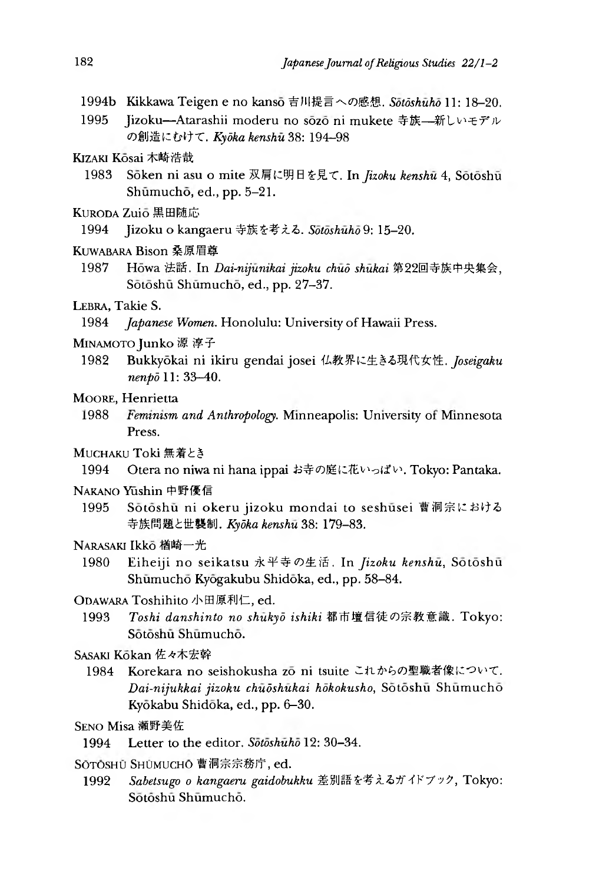1994b Kikkawa Teigen e no kansō 吉川提言への感想. *Sōtōshūhō* 11: 18–20.

1995 Jizoku—Atarashii moderu no sōzō ni mukete 寺族—新しいモデルの創造にむけて. *Kyōka kenshū* 38: 194–98

KIZAKI Kōsai 木崎浩哉

1983 Sōken ni asu o mite 双肩に明日を見て. In *Jizoku kenshū* 4, Sōtōshū Shūmuchō, ed., pp. 5–21.

KURODA Zuiō 黒田随応

1994 Jizoku o kangaeru 寺族を考える. *Sōtōshūhō* 9: 15–20.

KUWABARA Bison 桑原眉尊

1987 Hōwa 法話. In *Dai-nijūnikai jizoku chūō shūkai* 第22回寺族中央集会, Sōtōshū Shūmuchō, ed., pp. 27–37.

LEBRA, Takie S.

1984 *Japanese Women*. Honolulu: University of Hawaii Press.

MINAMOTO Junko 源 淳子

1982 Bukkyōkai ni ikiru gendai josei 仏教界に生きる現代女性. *Joseigaku nenpō* 11: 33–40.

MOORE, Henrietta

1988 *Feminism and Anthropology*. Minneapolis: University of Minnesota Press.

MUCHAKU Toki 無着とき

1994 Otera no niwa ni hana ippai お寺の庭に花いっぱい. Tokyo: Pantaka.

NAKANO Yūshin 中野優信

1995 Sōtōshū ni okeru jizoku mondai to seshūsei 曹洞宗における寺族問題と世襲制. *Kyōka kenshū* 38: 179–83.

NARASAKI Ikkō 楢崎一光

1980 Eiheiji no seikatsu 永平寺の生活. In *Jizoku kenshū*, Sōtōshū Shūmuchō Kyōgakubu Shidōka, ed., pp. 58–84.

ODAWARA Toshihito 小田原利仁, ed.

1993 *Toshi danshinto no shūkyō ishiki* 都市壇信徒の宗教意識. Tokyo: Sōtōshū Shūmuchō.

SASAKI Kōkan 佐々木宏幹

1984 Korekara no seishokusha zō ni tsuite これからの聖職者像について. *Dai-nijukkai jizoku chūōshūkai hōkokusho*, Sōtōshū Shūmuchō Kyōkabu Shidōka, ed., pp. 6–30.

SENO Misa 瀬野美佐

1994 Letter to the editor. *Sōtōshūhō* 12: 30–34.

SŌTŌSHŪ SHŪMUCHŌ 曹洞宗宗務庁, ed.

1992 *Sabetsugo o kangaeru gaidobukku* 差別語を考えるガイドブック, Tokyo: Sōtōshū Shūmuchō.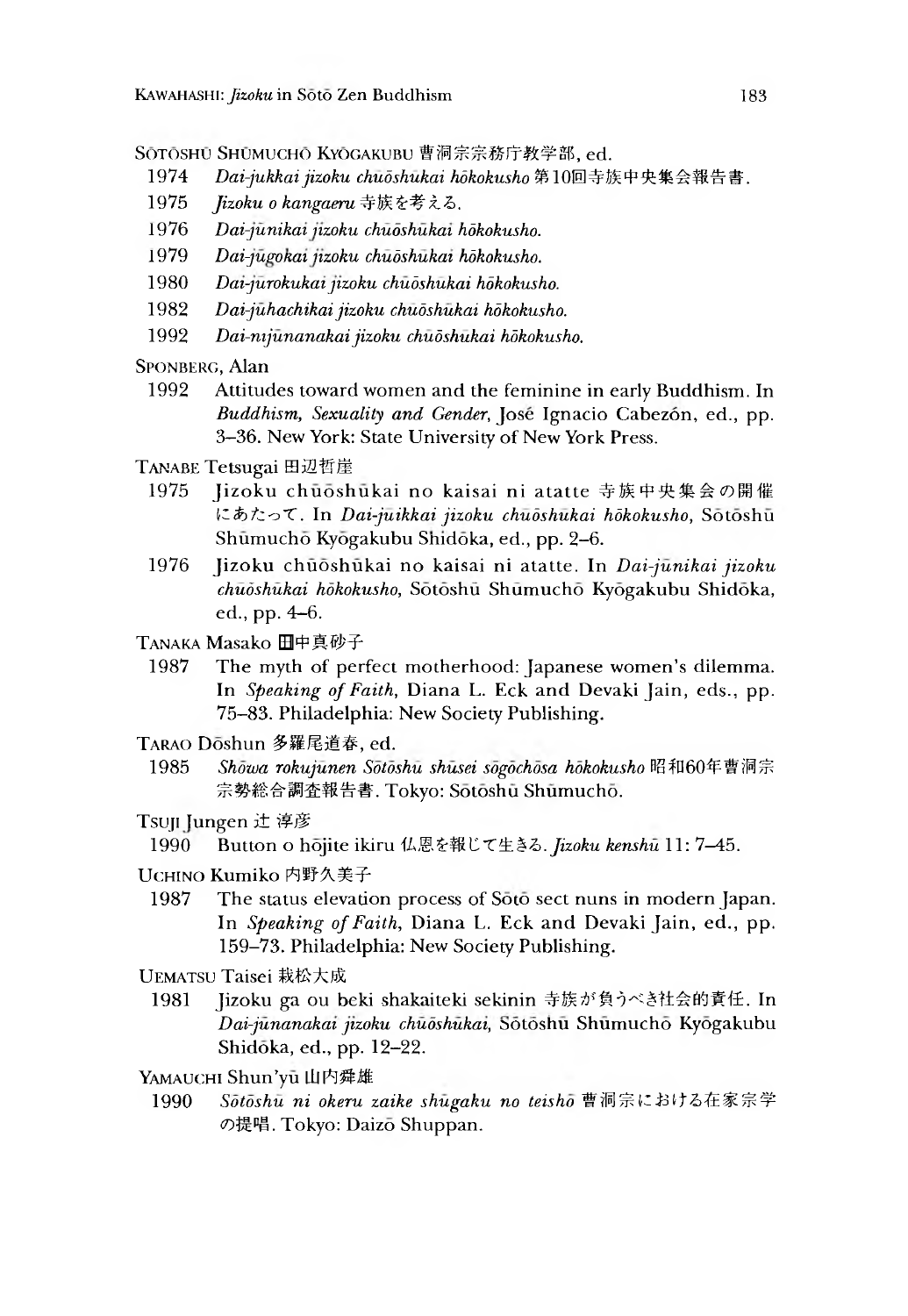SŌTŌSHŪ SHŪMUCHŌ KYŌGAKUBU 曹洞宗宗務庁教学部, ed.

1974 *Dai-jukkai jizoku chūōshūkai hōkokusho* 第10回寺族中央集会報告書.

1975 *Jizoku o kangaeru* 寺族を考える.

1976 *Dai-jūnikai jizoku chūōshūkai hōkokusho.*

1979 *Dai-jūgokai jizoku chūōshūkai hōkokusho.*

1980 *Dai-jūrokukai jizoku chūōshūkai hōkokusho.*

1982 *Dai-jūhachikai jizoku chūōshūkai hōkokusho.*

1992 *Dai-nijūnanakai jizoku chūōshūkai hōkokusho.*

SPONBERG, Alan

1992 Attitudes toward women and the feminine in early Buddhism. In *Buddhism, Sexuality and Gender*, José Ignacio Cabezón, ed., pp. 3–36. New York: State University of New York Press.

TANABE Tetsugai 田辺哲崖

1975 Jizoku chūōshūkai no kaisai ni atatte 寺族中央集会の開催にあたって. In *Dai-juikkai jizoku chūōshūkai hōkokusho*, Sōtōshū Shūmuchō Kyōgakubu Shidōka, ed., pp. 2–6.

1976 Jizoku chūōshūkai no kaisai ni atatte. In *Dai-jūnikai jizoku chūōshūkai hōkokusho*, Sōtōshū Shūmuchō Kyōgakubu Shidōka, ed., pp. 4–6.

TANAKA Masako 田中真砂子

1987 The myth of perfect motherhood: Japanese women's dilemma. In *Speaking of Faith*, Diana L. Eck and Devaki Jain, eds., pp. 75–83. Philadelphia: New Society Publishing.

TARAO Dōshun 多羅尾道春, ed.

1985 *Shōwa rokujūnen Sōtōshū shūsei sōgōchōsa hōkokusho* 昭和60年曹洞宗宗勢総合調査報告書. Tokyo: Sōtōshū Shūmuchō.

TSUJI Jungen 辻 淳彦

1990 Button o hōjite ikiru 仏恩を報じて生きる. *Jizoku kenshū* 11: 7–45.

UCHINO Kumiko 内野久美子

1987 The status elevation process of Sōtō sect nuns in modern Japan. In *Speaking of Faith*, Diana L. Eck and Devaki Jain, ed., pp. 159–73. Philadelphia: New Society Publishing.

UEMATSU Taisei 栽松大成

1981 Jizoku ga ou beki shakaiteki sekinin 寺族が負うべき社会的責任. In *Dai-jūnanakai jizoku chūōshūkai*, Sōtōshū Shūmuchō Kyōgakubu Shidōka, ed., pp. 12–22.

YAMAUCHI Shun'yū 山内舜雄

1990 *Sōtōshū ni okeru zaike shūgaku no teishō* 曹洞宗における在家宗学の提唱. Tokyo: Daizō Shuppan.